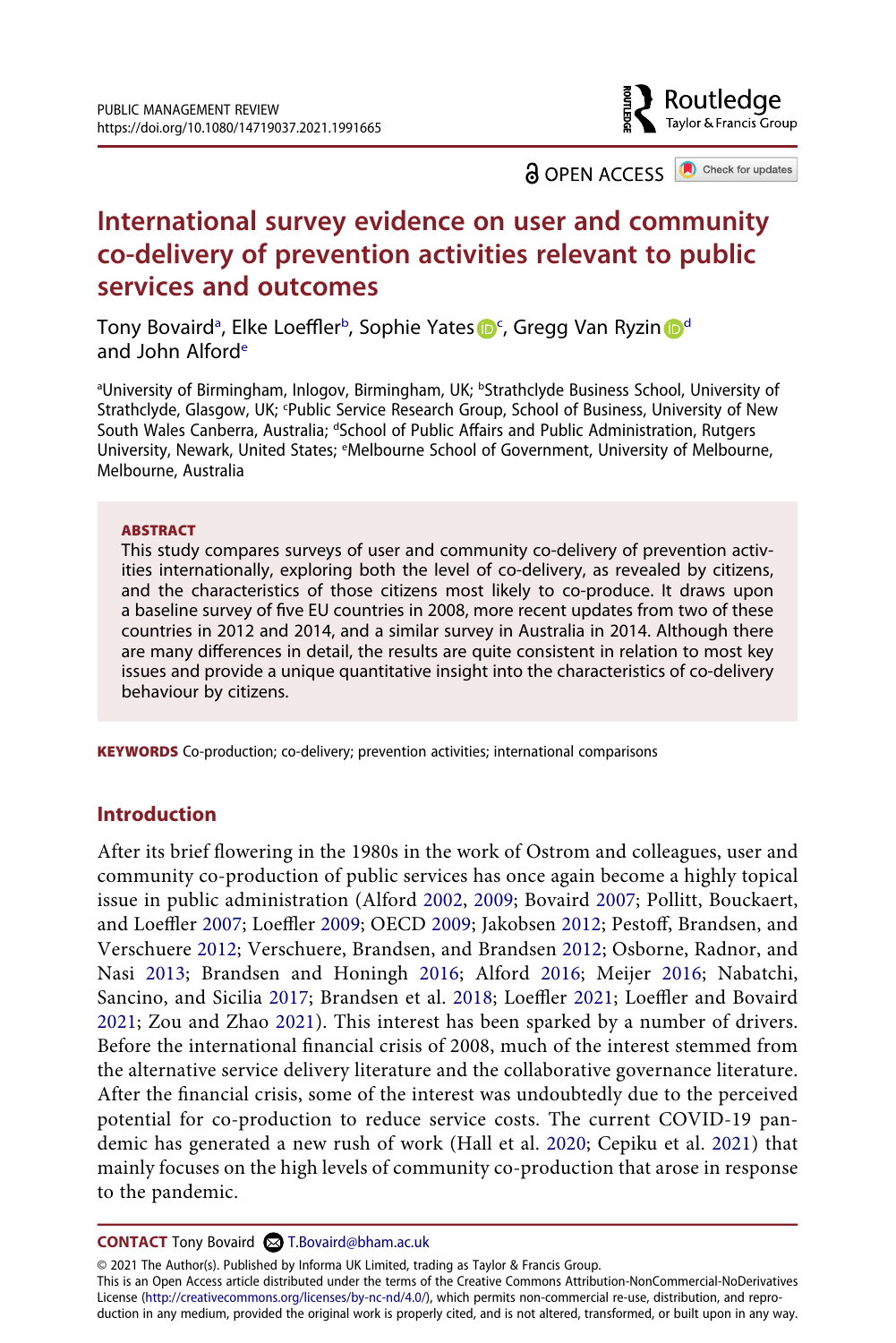OPEN ACCESS

# International survey evidence on user and community co-delivery of prevention activities relevant to public services and outcomes

Tony Bovaird[a], Elke Loeffler[b], Sophie Yates[c], Gregg Van Ryzin[d] and John Alford[e]

[a]University of Birmingham, Inlogov, Birmingham, UK; [b]Strathclyde Business School, University of Strathclyde, Glasgow, UK; [c]Public Service Research Group, School of Business, University of New South Wales Canberra, Australia; [d]School of Public Affairs and Public Administration, Rutgers University, Newark, United States; [e]Melbourne School of Government, University of Melbourne, Melbourne, Australia

**ABSTRACT**

This study compares surveys of user and community co-delivery of prevention activities internationally, exploring both the level of co-delivery, as revealed by citizens, and the characteristics of those citizens most likely to co-produce. It draws upon a baseline survey of five EU countries in 2008, more recent updates from two of these countries in 2012 and 2014, and a similar survey in Australia in 2014. Although there are many differences in detail, the results are quite consistent in relation to most key issues and provide a unique quantitative insight into the characteristics of co-delivery behaviour by citizens.

**KEYWORDS** Co-production; co-delivery; prevention activities; international comparisons

## Introduction

After its brief flowering in the 1980s in the work of Ostrom and colleagues, user and community co-production of public services has once again become a highly topical issue in public administration (Alford 2002, 2009; Bovaird 2007; Pollitt, Bouckaert, and Loeffler 2007; Loeffler 2009; OECD 2009; Jakobsen 2012; Pestoff, Brandsen, and Verschuere 2012; Verschuere, Brandsen, and Brandsen 2012; Osborne, Radnor, and Nasi 2013; Brandsen and Honingh 2016; Alford 2016; Meijer 2016; Nabatchi, Sancino, and Sicilia 2017; Brandsen et al. 2018; Loeffler 2021; Loeffler and Bovaird 2021; Zou and Zhao 2021). This interest has been sparked by a number of drivers. Before the international financial crisis of 2008, much of the interest stemmed from the alternative service delivery literature and the collaborative governance literature. After the financial crisis, some of the interest was undoubtedly due to the perceived potential for co-production to reduce service costs. The current COVID-19 pandemic has generated a new rush of work (Hall et al. 2020; Cepiku et al. 2021) that mainly focuses on the high levels of community co-production that arose in response to the pandemic.

**CONTACT** Tony Bovaird T.Bovaird@bham.ac.uk

© 2021 The Author(s). Published by Informa UK Limited, trading as Taylor & Francis Group.
This is an Open Access article distributed under the terms of the Creative Commons Attribution-NonCommercial-NoDerivatives License (http://creativecommons.org/licenses/by-nc-nd/4.0/), which permits non-commercial re-use, distribution, and reproduction in any medium, provided the original work is properly cited, and is not altered, transformed, or built upon in any way.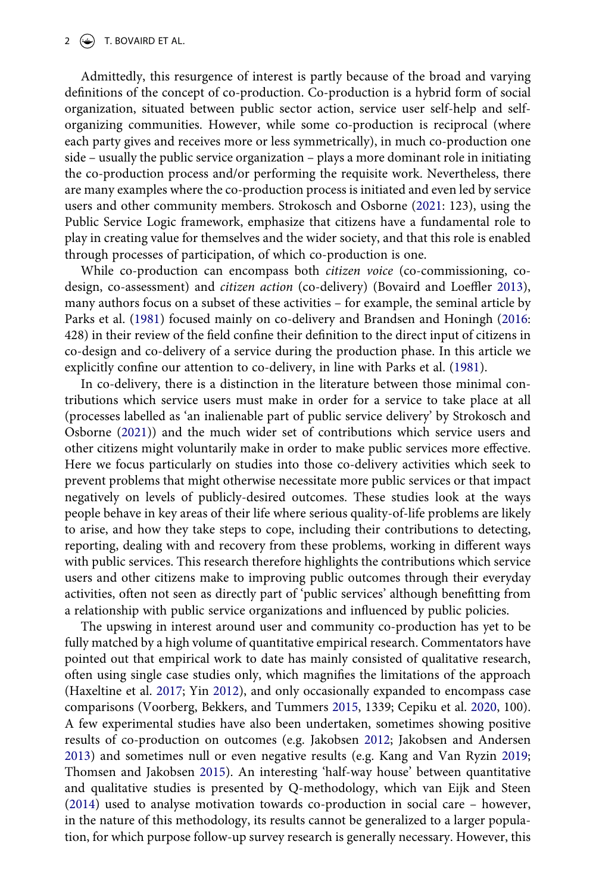Admittedly, this resurgence of interest is partly because of the broad and varying definitions of the concept of co-production. Co-production is a hybrid form of social organization, situated between public sector action, service user self-help and self-organizing communities. However, while some co-production is reciprocal (where each party gives and receives more or less symmetrically), in much co-production one side – usually the public service organization – plays a more dominant role in initiating the co-production process and/or performing the requisite work. Nevertheless, there are many examples where the co-production process is initiated and even led by service users and other community members. Strokosch and Osborne (2021: 123), using the Public Service Logic framework, emphasize that citizens have a fundamental role to play in creating value for themselves and the wider society, and that this role is enabled through processes of participation, of which co-production is one.

While co-production can encompass both *citizen voice* (co-commissioning, co-design, co-assessment) and *citizen action* (co-delivery) (Bovaird and Loeffler 2013), many authors focus on a subset of these activities – for example, the seminal article by Parks et al. (1981) focused mainly on co-delivery and Brandsen and Honingh (2016: 428) in their review of the field confine their definition to the direct input of citizens in co-design and co-delivery of a service during the production phase. In this article we explicitly confine our attention to co-delivery, in line with Parks et al. (1981).

In co-delivery, there is a distinction in the literature between those minimal contributions which service users must make in order for a service to take place at all (processes labelled as 'an inalienable part of public service delivery' by Strokosch and Osborne (2021)) and the much wider set of contributions which service users and other citizens might voluntarily make in order to make public services more effective. Here we focus particularly on studies into those co-delivery activities which seek to prevent problems that might otherwise necessitate more public services or that impact negatively on levels of publicly-desired outcomes. These studies look at the ways people behave in key areas of their life where serious quality-of-life problems are likely to arise, and how they take steps to cope, including their contributions to detecting, reporting, dealing with and recovery from these problems, working in different ways with public services. This research therefore highlights the contributions which service users and other citizens make to improving public outcomes through their everyday activities, often not seen as directly part of 'public services' although benefitting from a relationship with public service organizations and influenced by public policies.

The upswing in interest around user and community co-production has yet to be fully matched by a high volume of quantitative empirical research. Commentators have pointed out that empirical work to date has mainly consisted of qualitative research, often using single case studies only, which magnifies the limitations of the approach (Haxeltine et al. 2017; Yin 2012), and only occasionally expanded to encompass case comparisons (Voorberg, Bekkers, and Tummers 2015, 1339; Cepiku et al. 2020, 100). A few experimental studies have also been undertaken, sometimes showing positive results of co-production on outcomes (e.g. Jakobsen 2012; Jakobsen and Andersen 2013) and sometimes null or even negative results (e.g. Kang and Van Ryzin 2019; Thomsen and Jakobsen 2015). An interesting 'half-way house' between quantitative and qualitative studies is presented by Q-methodology, which van Eijk and Steen (2014) used to analyse motivation towards co-production in social care – however, in the nature of this methodology, its results cannot be generalized to a larger population, for which purpose follow-up survey research is generally necessary. However, this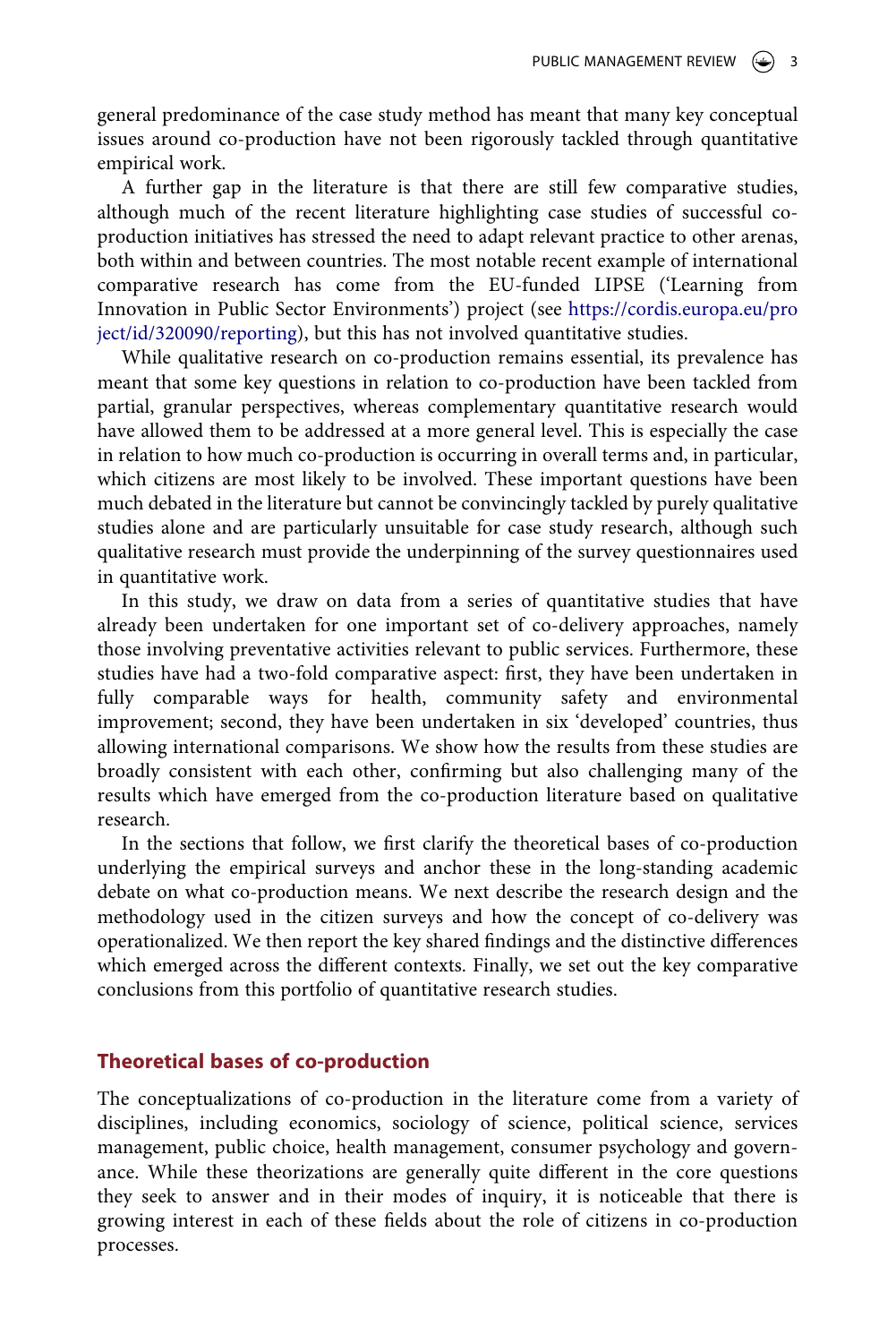general predominance of the case study method has meant that many key conceptual issues around co-production have not been rigorously tackled through quantitative empirical work.

A further gap in the literature is that there are still few comparative studies, although much of the recent literature highlighting case studies of successful co-production initiatives has stressed the need to adapt relevant practice to other arenas, both within and between countries. The most notable recent example of international comparative research has come from the EU-funded LIPSE ('Learning from Innovation in Public Sector Environments') project (see https://cordis.europa.eu/project/id/320090/reporting), but this has not involved quantitative studies.

While qualitative research on co-production remains essential, its prevalence has meant that some key questions in relation to co-production have been tackled from partial, granular perspectives, whereas complementary quantitative research would have allowed them to be addressed at a more general level. This is especially the case in relation to how much co-production is occurring in overall terms and, in particular, which citizens are most likely to be involved. These important questions have been much debated in the literature but cannot be convincingly tackled by purely qualitative studies alone and are particularly unsuitable for case study research, although such qualitative research must provide the underpinning of the survey questionnaires used in quantitative work.

In this study, we draw on data from a series of quantitative studies that have already been undertaken for one important set of co-delivery approaches, namely those involving preventative activities relevant to public services. Furthermore, these studies have had a two-fold comparative aspect: first, they have been undertaken in fully comparable ways for health, community safety and environmental improvement; second, they have been undertaken in six 'developed' countries, thus allowing international comparisons. We show how the results from these studies are broadly consistent with each other, confirming but also challenging many of the results which have emerged from the co-production literature based on qualitative research.

In the sections that follow, we first clarify the theoretical bases of co-production underlying the empirical surveys and anchor these in the long-standing academic debate on what co-production means. We next describe the research design and the methodology used in the citizen surveys and how the concept of co-delivery was operationalized. We then report the key shared findings and the distinctive differences which emerged across the different contexts. Finally, we set out the key comparative conclusions from this portfolio of quantitative research studies.

## Theoretical bases of co-production

The conceptualizations of co-production in the literature come from a variety of disciplines, including economics, sociology of science, political science, services management, public choice, health management, consumer psychology and governance. While these theorizations are generally quite different in the core questions they seek to answer and in their modes of inquiry, it is noticeable that there is growing interest in each of these fields about the role of citizens in co-production processes.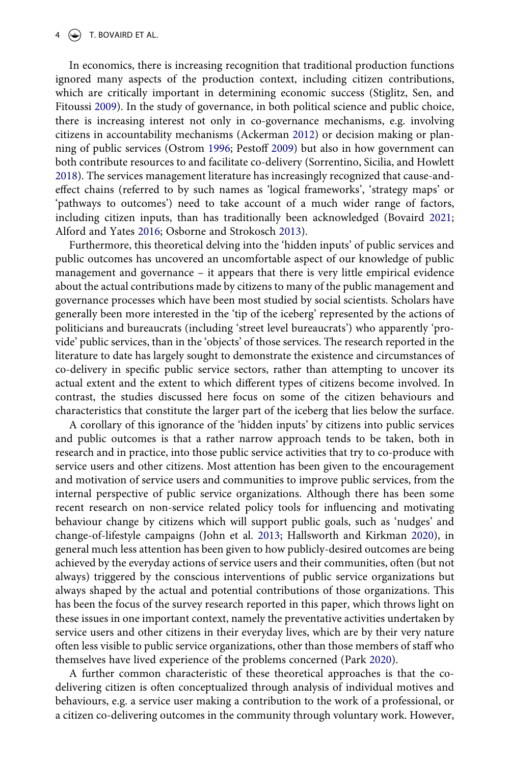In economics, there is increasing recognition that traditional production functions ignored many aspects of the production context, including citizen contributions, which are critically important in determining economic success (Stiglitz, Sen, and Fitoussi 2009). In the study of governance, in both political science and public choice, there is increasing interest not only in co-governance mechanisms, e.g. involving citizens in accountability mechanisms (Ackerman 2012) or decision making or planning of public services (Ostrom 1996; Pestoff 2009) but also in how government can both contribute resources to and facilitate co-delivery (Sorrentino, Sicilia, and Howlett 2018). The services management literature has increasingly recognized that cause-and-effect chains (referred to by such names as 'logical frameworks', 'strategy maps' or 'pathways to outcomes') need to take account of a much wider range of factors, including citizen inputs, than has traditionally been acknowledged (Bovaird 2021; Alford and Yates 2016; Osborne and Strokosch 2013).

Furthermore, this theoretical delving into the 'hidden inputs' of public services and public outcomes has uncovered an uncomfortable aspect of our knowledge of public management and governance – it appears that there is very little empirical evidence about the actual contributions made by citizens to many of the public management and governance processes which have been most studied by social scientists. Scholars have generally been more interested in the 'tip of the iceberg' represented by the actions of politicians and bureaucrats (including 'street level bureaucrats') who apparently 'provide' public services, than in the 'objects' of those services. The research reported in the literature to date has largely sought to demonstrate the existence and circumstances of co-delivery in specific public service sectors, rather than attempting to uncover its actual extent and the extent to which different types of citizens become involved. In contrast, the studies discussed here focus on some of the citizen behaviours and characteristics that constitute the larger part of the iceberg that lies below the surface.

A corollary of this ignorance of the 'hidden inputs' by citizens into public services and public outcomes is that a rather narrow approach tends to be taken, both in research and in practice, into those public service activities that try to co-produce with service users and other citizens. Most attention has been given to the encouragement and motivation of service users and communities to improve public services, from the internal perspective of public service organizations. Although there has been some recent research on non-service related policy tools for influencing and motivating behaviour change by citizens which will support public goals, such as 'nudges' and change-of-lifestyle campaigns (John et al. 2013; Hallsworth and Kirkman 2020), in general much less attention has been given to how publicly-desired outcomes are being achieved by the everyday actions of service users and their communities, often (but not always) triggered by the conscious interventions of public service organizations but always shaped by the actual and potential contributions of those organizations. This has been the focus of the survey research reported in this paper, which throws light on these issues in one important context, namely the preventative activities undertaken by service users and other citizens in their everyday lives, which are by their very nature often less visible to public service organizations, other than those members of staff who themselves have lived experience of the problems concerned (Park 2020).

A further common characteristic of these theoretical approaches is that the co-delivering citizen is often conceptualized through analysis of individual motives and behaviours, e.g. a service user making a contribution to the work of a professional, or a citizen co-delivering outcomes in the community through voluntary work. However,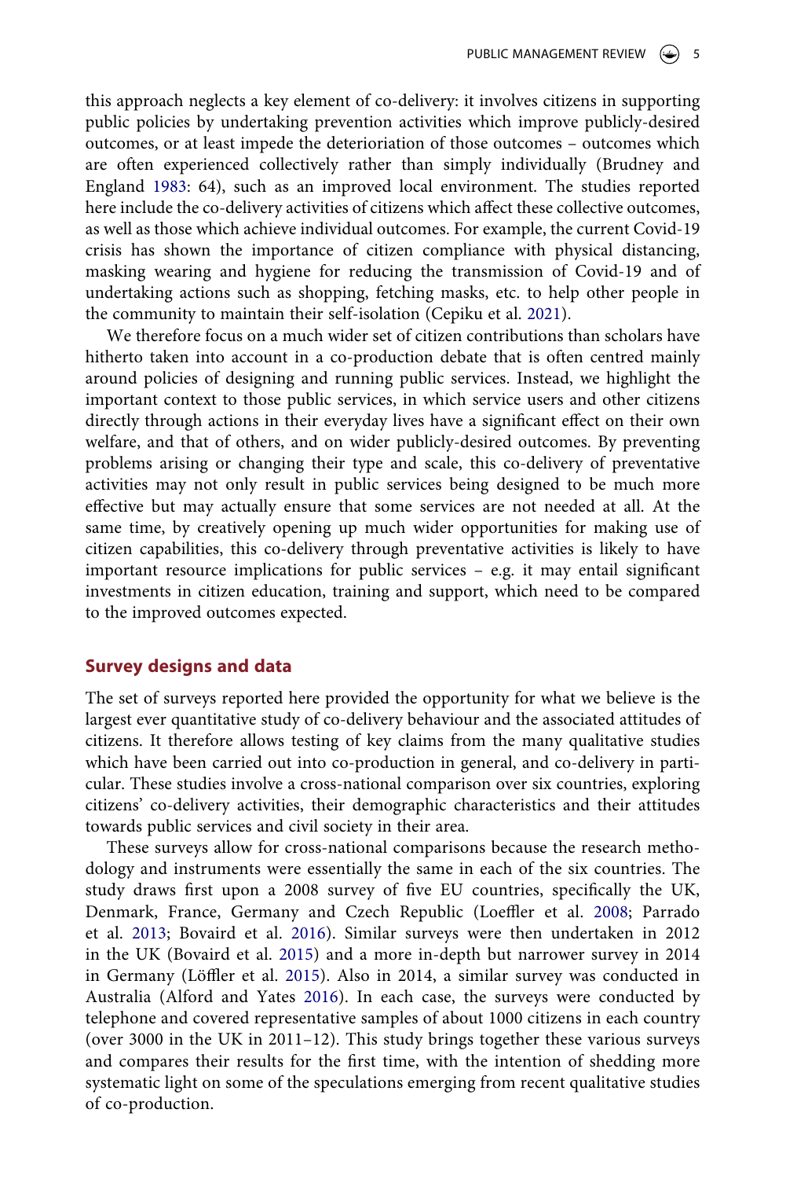this approach neglects a key element of co-delivery: it involves citizens in supporting public policies by undertaking prevention activities which improve publicly-desired outcomes, or at least impede the deterioriation of those outcomes – outcomes which are often experienced collectively rather than simply individually (Brudney and England 1983: 64), such as an improved local environment. The studies reported here include the co-delivery activities of citizens which affect these collective outcomes, as well as those which achieve individual outcomes. For example, the current Covid-19 crisis has shown the importance of citizen compliance with physical distancing, masking wearing and hygiene for reducing the transmission of Covid-19 and of undertaking actions such as shopping, fetching masks, etc. to help other people in the community to maintain their self-isolation (Cepiku et al. 2021).

We therefore focus on a much wider set of citizen contributions than scholars have hitherto taken into account in a co-production debate that is often centred mainly around policies of designing and running public services. Instead, we highlight the important context to those public services, in which service users and other citizens directly through actions in their everyday lives have a significant effect on their own welfare, and that of others, and on wider publicly-desired outcomes. By preventing problems arising or changing their type and scale, this co-delivery of preventative activities may not only result in public services being designed to be much more effective but may actually ensure that some services are not needed at all. At the same time, by creatively opening up much wider opportunities for making use of citizen capabilities, this co-delivery through preventative activities is likely to have important resource implications for public services – e.g. it may entail significant investments in citizen education, training and support, which need to be compared to the improved outcomes expected.

## Survey designs and data

The set of surveys reported here provided the opportunity for what we believe is the largest ever quantitative study of co-delivery behaviour and the associated attitudes of citizens. It therefore allows testing of key claims from the many qualitative studies which have been carried out into co-production in general, and co-delivery in particular. These studies involve a cross-national comparison over six countries, exploring citizens' co-delivery activities, their demographic characteristics and their attitudes towards public services and civil society in their area.

These surveys allow for cross-national comparisons because the research methodology and instruments were essentially the same in each of the six countries. The study draws first upon a 2008 survey of five EU countries, specifically the UK, Denmark, France, Germany and Czech Republic (Loeffler et al. 2008; Parrado et al. 2013; Bovaird et al. 2016). Similar surveys were then undertaken in 2012 in the UK (Bovaird et al. 2015) and a more in-depth but narrower survey in 2014 in Germany (Löffler et al. 2015). Also in 2014, a similar survey was conducted in Australia (Alford and Yates 2016). In each case, the surveys were conducted by telephone and covered representative samples of about 1000 citizens in each country (over 3000 in the UK in 2011–12). This study brings together these various surveys and compares their results for the first time, with the intention of shedding more systematic light on some of the speculations emerging from recent qualitative studies of co-production.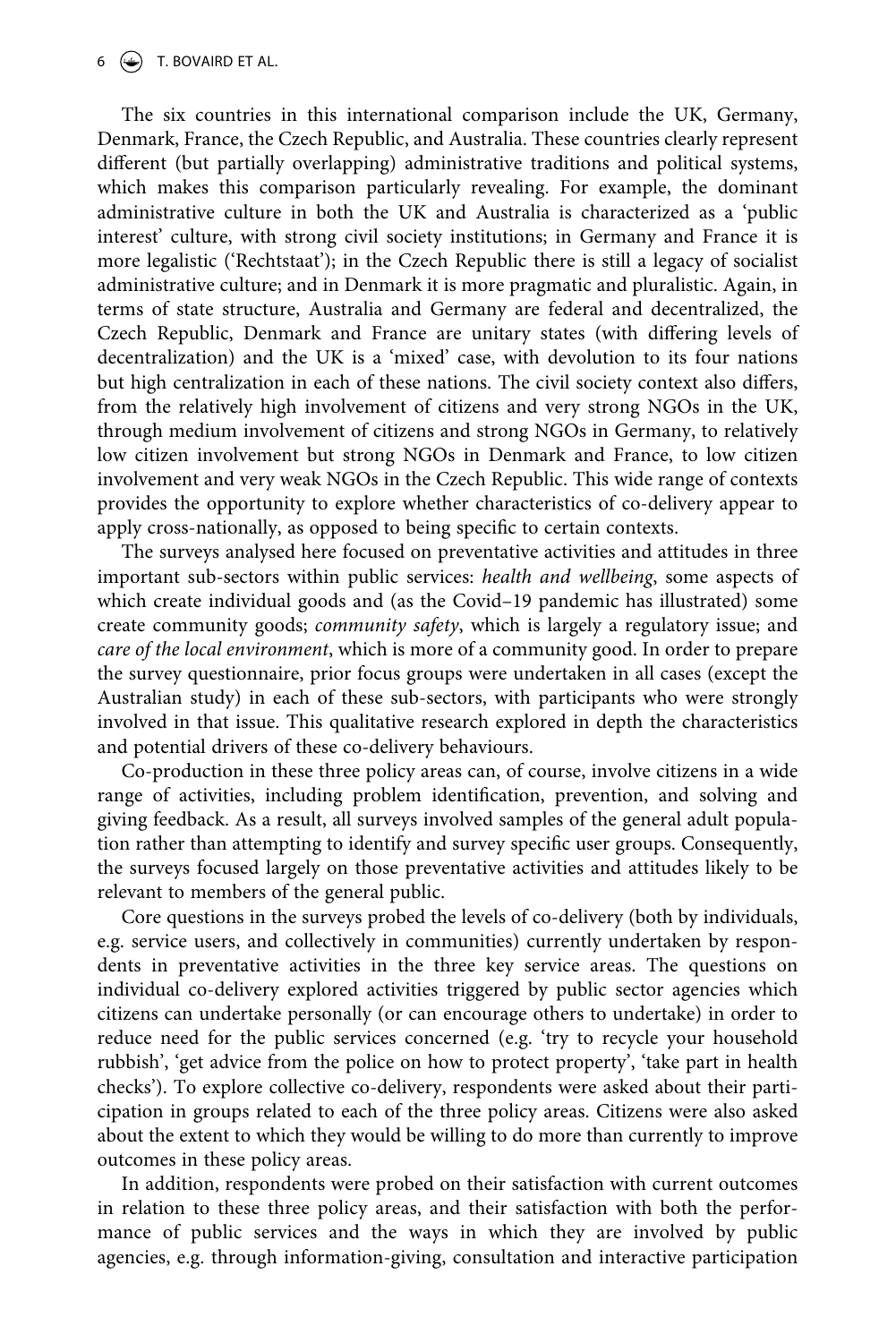The six countries in this international comparison include the UK, Germany, Denmark, France, the Czech Republic, and Australia. These countries clearly represent different (but partially overlapping) administrative traditions and political systems, which makes this comparison particularly revealing. For example, the dominant administrative culture in both the UK and Australia is characterized as a 'public interest' culture, with strong civil society institutions; in Germany and France it is more legalistic ('Rechtstaat'); in the Czech Republic there is still a legacy of socialist administrative culture; and in Denmark it is more pragmatic and pluralistic. Again, in terms of state structure, Australia and Germany are federal and decentralized, the Czech Republic, Denmark and France are unitary states (with differing levels of decentralization) and the UK is a 'mixed' case, with devolution to its four nations but high centralization in each of these nations. The civil society context also differs, from the relatively high involvement of citizens and very strong NGOs in the UK, through medium involvement of citizens and strong NGOs in Germany, to relatively low citizen involvement but strong NGOs in Denmark and France, to low citizen involvement and very weak NGOs in the Czech Republic. This wide range of contexts provides the opportunity to explore whether characteristics of co-delivery appear to apply cross-nationally, as opposed to being specific to certain contexts.

The surveys analysed here focused on preventative activities and attitudes in three important sub-sectors within public services: *health and wellbeing*, some aspects of which create individual goods and (as the Covid–19 pandemic has illustrated) some create community goods; *community safety*, which is largely a regulatory issue; and *care of the local environment*, which is more of a community good. In order to prepare the survey questionnaire, prior focus groups were undertaken in all cases (except the Australian study) in each of these sub-sectors, with participants who were strongly involved in that issue. This qualitative research explored in depth the characteristics and potential drivers of these co-delivery behaviours.

Co-production in these three policy areas can, of course, involve citizens in a wide range of activities, including problem identification, prevention, and solving and giving feedback. As a result, all surveys involved samples of the general adult population rather than attempting to identify and survey specific user groups. Consequently, the surveys focused largely on those preventative activities and attitudes likely to be relevant to members of the general public.

Core questions in the surveys probed the levels of co-delivery (both by individuals, e.g. service users, and collectively in communities) currently undertaken by respondents in preventative activities in the three key service areas. The questions on individual co-delivery explored activities triggered by public sector agencies which citizens can undertake personally (or can encourage others to undertake) in order to reduce need for the public services concerned (e.g. 'try to recycle your household rubbish', 'get advice from the police on how to protect property', 'take part in health checks'). To explore collective co-delivery, respondents were asked about their participation in groups related to each of the three policy areas. Citizens were also asked about the extent to which they would be willing to do more than currently to improve outcomes in these policy areas.

In addition, respondents were probed on their satisfaction with current outcomes in relation to these three policy areas, and their satisfaction with both the performance of public services and the ways in which they are involved by public agencies, e.g. through information-giving, consultation and interactive participation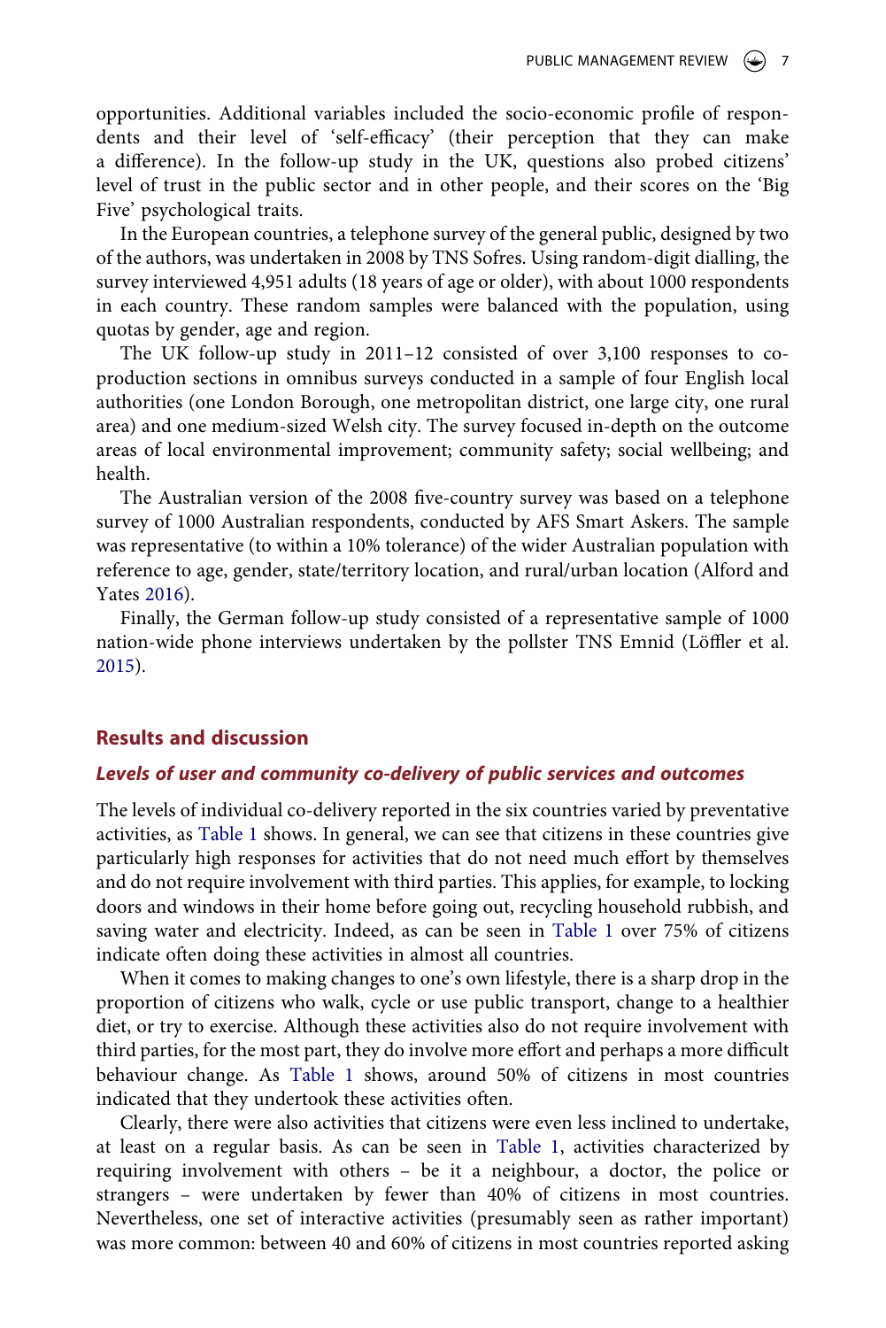opportunities. Additional variables included the socio-economic profile of respondents and their level of 'self-efficacy' (their perception that they can make a difference). In the follow-up study in the UK, questions also probed citizens' level of trust in the public sector and in other people, and their scores on the 'Big Five' psychological traits.

In the European countries, a telephone survey of the general public, designed by two of the authors, was undertaken in 2008 by TNS Sofres. Using random-digit dialling, the survey interviewed 4,951 adults (18 years of age or older), with about 1000 respondents in each country. These random samples were balanced with the population, using quotas by gender, age and region.

The UK follow-up study in 2011–12 consisted of over 3,100 responses to co-production sections in omnibus surveys conducted in a sample of four English local authorities (one London Borough, one metropolitan district, one large city, one rural area) and one medium-sized Welsh city. The survey focused in-depth on the outcome areas of local environmental improvement; community safety; social wellbeing; and health.

The Australian version of the 2008 five-country survey was based on a telephone survey of 1000 Australian respondents, conducted by AFS Smart Askers. The sample was representative (to within a 10% tolerance) of the wider Australian population with reference to age, gender, state/territory location, and rural/urban location (Alford and Yates 2016).

Finally, the German follow-up study consisted of a representative sample of 1000 nation-wide phone interviews undertaken by the pollster TNS Emnid (Löffler et al. 2015).

## Results and discussion

### *Levels of user and community co-delivery of public services and outcomes*

The levels of individual co-delivery reported in the six countries varied by preventative activities, as Table 1 shows. In general, we can see that citizens in these countries give particularly high responses for activities that do not need much effort by themselves and do not require involvement with third parties. This applies, for example, to locking doors and windows in their home before going out, recycling household rubbish, and saving water and electricity. Indeed, as can be seen in Table 1 over 75% of citizens indicate often doing these activities in almost all countries.

When it comes to making changes to one's own lifestyle, there is a sharp drop in the proportion of citizens who walk, cycle or use public transport, change to a healthier diet, or try to exercise. Although these activities also do not require involvement with third parties, for the most part, they do involve more effort and perhaps a more difficult behaviour change. As Table 1 shows, around 50% of citizens in most countries indicated that they undertook these activities often.

Clearly, there were also activities that citizens were even less inclined to undertake, at least on a regular basis. As can be seen in Table 1, activities characterized by requiring involvement with others – be it a neighbour, a doctor, the police or strangers – were undertaken by fewer than 40% of citizens in most countries. Nevertheless, one set of interactive activities (presumably seen as rather important) was more common: between 40 and 60% of citizens in most countries reported asking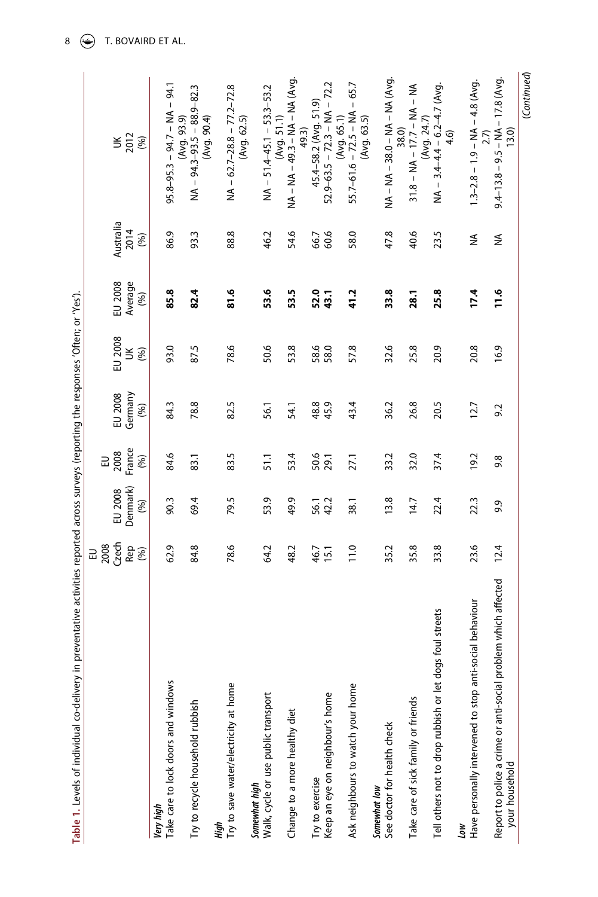**Table 1.** Levels of individual co-delivery in preventative activities reported across surveys (reporting the responses 'Often; or 'Yes').

| | EU 2008 Czech Rep (%) | EU 2008 Denmark) (%) | EU 2008 France (%) | EU 2008 Germany (%) | EU 2008 UK (%) | EU 2008 Average (%) | Australia 2014 (%) | UK 2012 (%) |
|---|---|---|---|---|---|---|---|---|
| ***Very high*** | | | | | | | | |
| Take care to lock doors and windows | 62.9 | 90.3 | 84.6 | 84.3 | 93.0 | **85.8** | 86.9 | 95.8–95.3 – 94.7 – NA – 94.1 (Avg. 93.9) |
| Try to recycle household rubbish | 84.8 | 69.4 | 83.1 | 78.8 | 87.5 | **82.4** | 93.3 | NA – 94.3–93.5 – 88.9–82.3 (Avg. 90.4) |
| ***High*** | | | | | | | | |
| Try to save water/electricity at home | 78.6 | 79.5 | 83.5 | 82.5 | 78.6 | **81.6** | 88.8 | NA – 62.7–28.8 – 77.2–72.8 (Avg. 62.5) |
| ***Somewhat high*** | | | | | | | | |
| Walk, cycle or use public transport | 64.2 | 53.9 | 51.1 | 56.1 | 50.6 | **53.6** | 46.2 | NA – 51.4–45.1 – 53.3–53.2 (Avg. 51.1) |
| Change to a more healthy diet | 48.2 | 49.9 | 53.4 | 54.1 | 53.8 | **53.5** | 54.6 | NA – NA – 49.3 – NA – NA (Avg. 49.3) |
| Try to exercise | 46.7 | 56.1 | 50.6 | 48.8 | 58.6 | **52.0** | 66.7 | 45.4–58.2 (Avg. 51.9) |
| Keep an eye on neighbour's home | 15.1 | 42.2 | 29.1 | 45.9 | 58.0 | **43.1** | 60.6 | 52.9–63.5 – 72.3 – NA – 72.2 (Avg. 65.1) |
| Ask neighbours to watch your home | 11.0 | 38.1 | 27.1 | 43.4 | 57.8 | **41.2** | 58.0 | 55.7–61.6 – 72.5 – NA – 65.7 (Avg. 63.5) |
| ***Somewhat low*** | | | | | | | | |
| See doctor for health check | 35.2 | 13.8 | 33.2 | 36.2 | 32.6 | **33.8** | 47.8 | NA – NA – 38.0 – NA – NA (Avg. 38.0) |
| Take care of sick family or friends | 35.8 | 14.7 | 32.0 | 26.8 | 25.8 | **28.1** | 40.6 | 31.8 – NA – 17.7 – NA – NA (Avg. 24.7) |
| Tell others not to drop rubbish or let dogs foul streets | 33.8 | 22.4 | 37.4 | 20.5 | 20.9 | **25.8** | 23.5 | NA – 3.4–4.4 – 6.2–4.7 (Avg. 4.6) |
| ***Low*** | | | | | | | | |
| Have personally intervened to stop anti-social behaviour | 23.6 | 22.3 | 19.2 | 12.7 | 20.8 | **17.4** | NA | 1.3–2.8 – 1.9 – NA – 4.8 (Avg. 2.7) |
| Report to police a crime or anti-social problem which affected your household | 12.4 | 9.9 | 9.8 | 9.2 | 16.9 | **11.6** | NA | 9.4–13.8 – 9.5 – NA – 17.8 (Avg. 13.0) |

(*Continued*)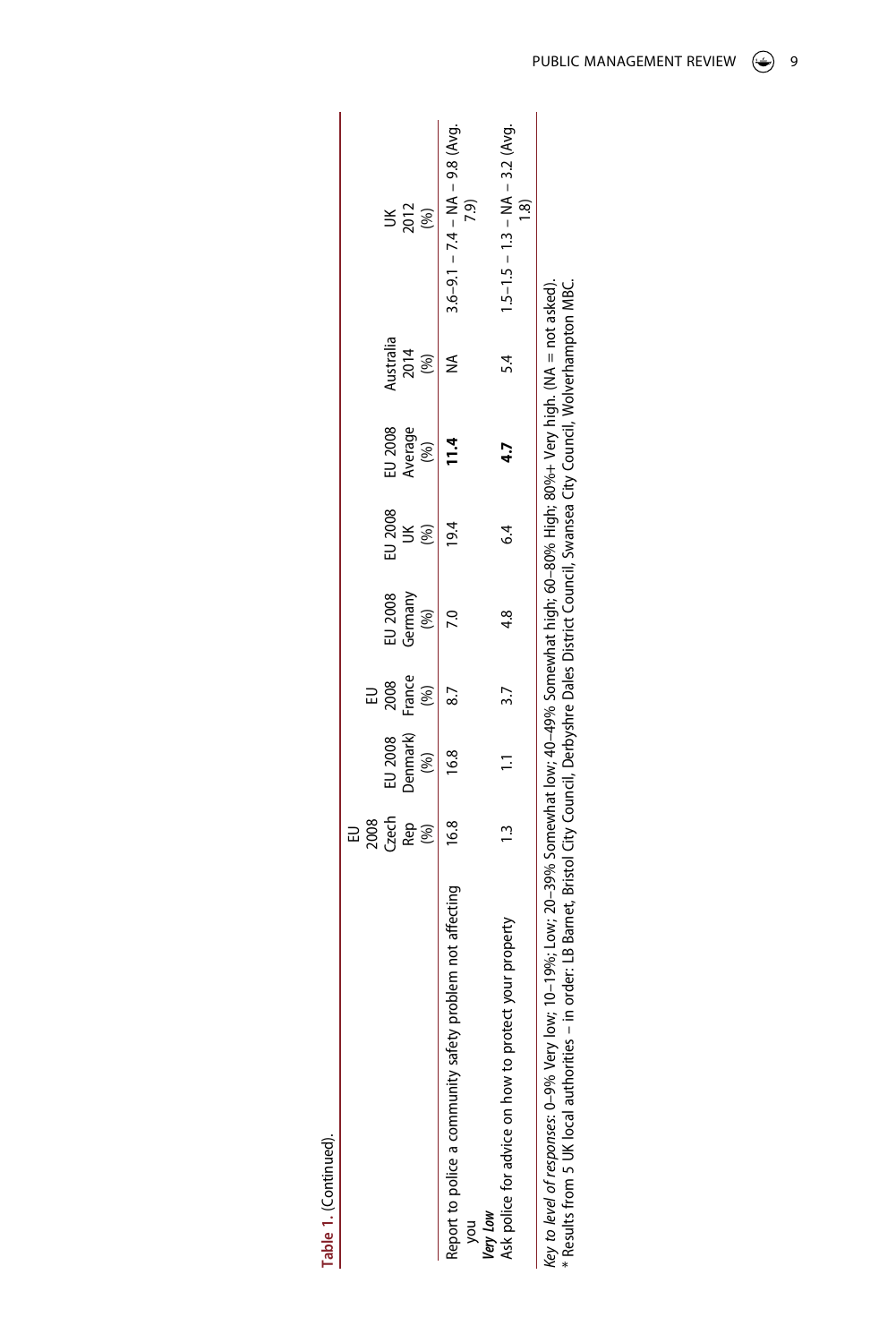**Table 1.** (Continued).

| | EU 2008 Czech Rep (%) | EU 2008 Denmark) (%) | EU 2008 France (%) | EU 2008 Germany (%) | EU 2008 UK (%) | EU 2008 Average (%) | Australia 2014 (%) | UK 2012 (%) |
|---|---|---|---|---|---|---|---|---|
| Report to police a community safety problem not affecting you | 16.8 | 16.8 | 8.7 | 7.0 | 19.4 | **11.4** | NA | 3.6–9.1 – 7.4 – NA – 9.8 (Avg. 7.9) |
| ***Very Low*** | | | | | | | | |
| Ask police for advice on how to protect your property | 1.3 | 1.1 | 3.7 | 4.8 | 6.4 | **4.7** | 5.4 | 1.5–1.5 – 1.3 – NA – 3.2 (Avg. 1.8) |

*Key to level of responses*: 0–9% Very low; 10–19%; Low; 20–39% Somewhat low; 40–49% Somewhat high; 60–80% High; 80%+ Very high. (NA = not asked).

* Results from 5 UK local authorities – in order: LB Barnet, Bristol City Council, Derbyshre Dales District Council, Swansea City Council, Wolverhampton MBC.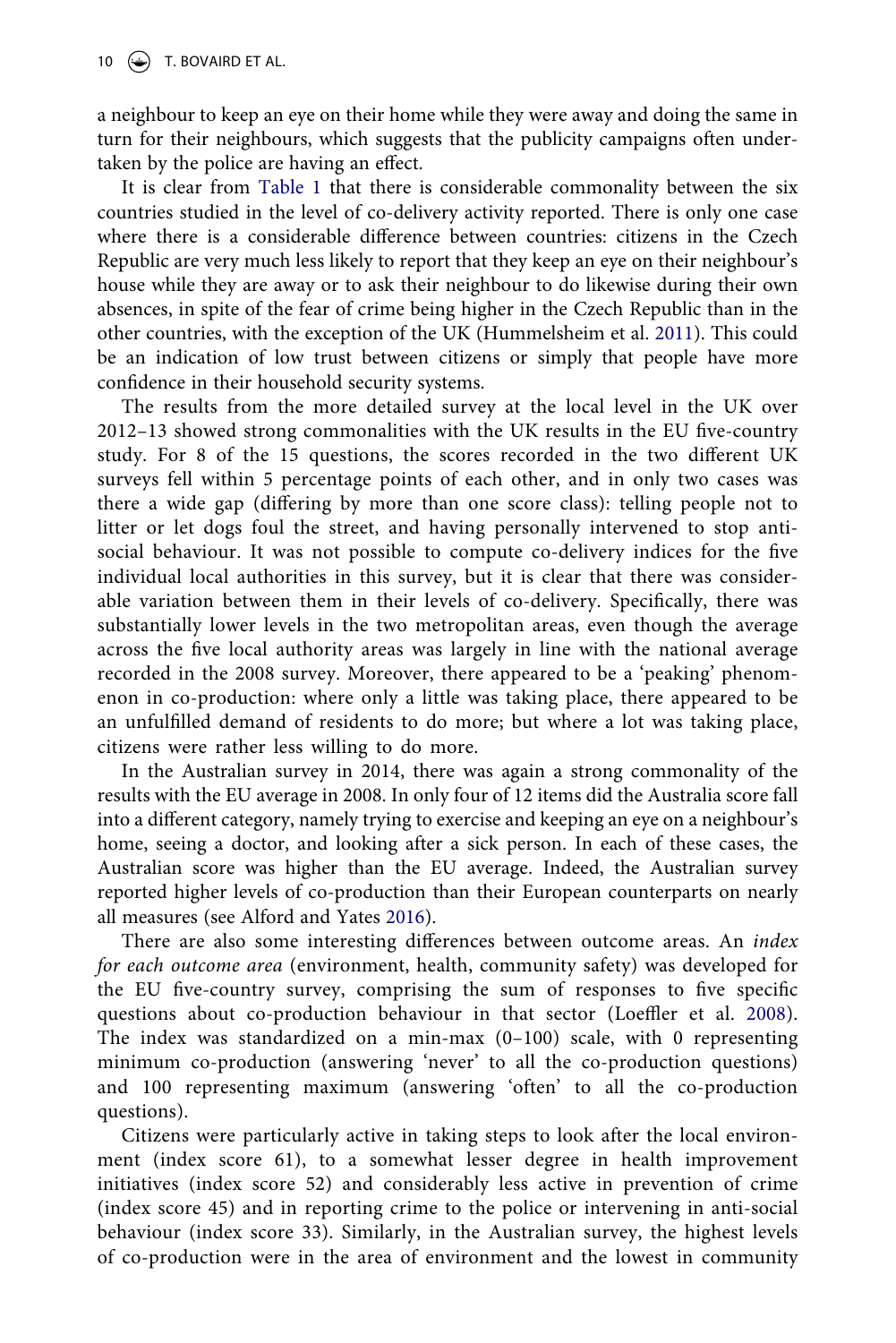a neighbour to keep an eye on their home while they were away and doing the same in turn for their neighbours, which suggests that the publicity campaigns often undertaken by the police are having an effect.

It is clear from Table 1 that there is considerable commonality between the six countries studied in the level of co-delivery activity reported. There is only one case where there is a considerable difference between countries: citizens in the Czech Republic are very much less likely to report that they keep an eye on their neighbour's house while they are away or to ask their neighbour to do likewise during their own absences, in spite of the fear of crime being higher in the Czech Republic than in the other countries, with the exception of the UK (Hummelsheim et al. 2011). This could be an indication of low trust between citizens or simply that people have more confidence in their household security systems.

The results from the more detailed survey at the local level in the UK over 2012–13 showed strong commonalities with the UK results in the EU five-country study. For 8 of the 15 questions, the scores recorded in the two different UK surveys fell within 5 percentage points of each other, and in only two cases was there a wide gap (differing by more than one score class): telling people not to litter or let dogs foul the street, and having personally intervened to stop anti-social behaviour. It was not possible to compute co-delivery indices for the five individual local authorities in this survey, but it is clear that there was considerable variation between them in their levels of co-delivery. Specifically, there was substantially lower levels in the two metropolitan areas, even though the average across the five local authority areas was largely in line with the national average recorded in the 2008 survey. Moreover, there appeared to be a 'peaking' phenomenon in co-production: where only a little was taking place, there appeared to be an unfulfilled demand of residents to do more; but where a lot was taking place, citizens were rather less willing to do more.

In the Australian survey in 2014, there was again a strong commonality of the results with the EU average in 2008. In only four of 12 items did the Australia score fall into a different category, namely trying to exercise and keeping an eye on a neighbour's home, seeing a doctor, and looking after a sick person. In each of these cases, the Australian score was higher than the EU average. Indeed, the Australian survey reported higher levels of co-production than their European counterparts on nearly all measures (see Alford and Yates 2016).

There are also some interesting differences between outcome areas. An *index for each outcome area* (environment, health, community safety) was developed for the EU five-country survey, comprising the sum of responses to five specific questions about co-production behaviour in that sector (Loeffler et al. 2008). The index was standardized on a min-max (0–100) scale, with 0 representing minimum co-production (answering 'never' to all the co-production questions) and 100 representing maximum (answering 'often' to all the co-production questions).

Citizens were particularly active in taking steps to look after the local environment (index score 61), to a somewhat lesser degree in health improvement initiatives (index score 52) and considerably less active in prevention of crime (index score 45) and in reporting crime to the police or intervening in anti-social behaviour (index score 33). Similarly, in the Australian survey, the highest levels of co-production were in the area of environment and the lowest in community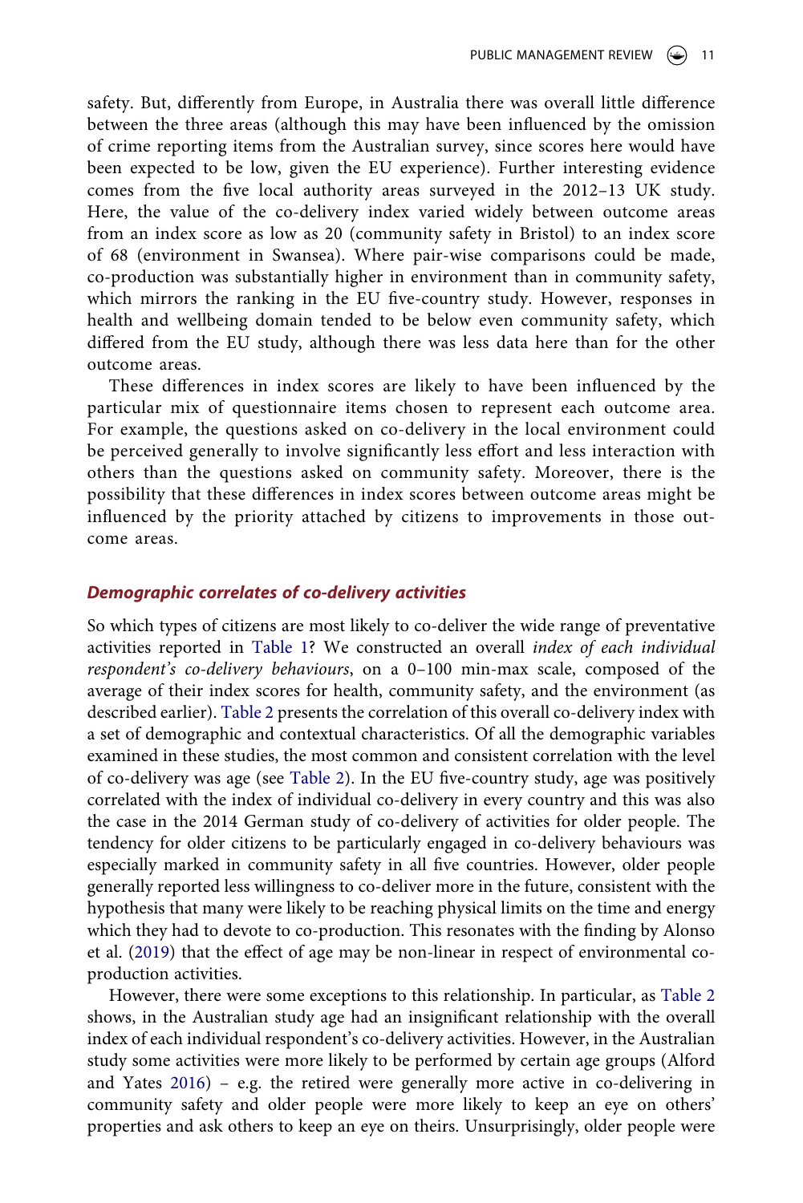safety. But, differently from Europe, in Australia there was overall little difference between the three areas (although this may have been influenced by the omission of crime reporting items from the Australian survey, since scores here would have been expected to be low, given the EU experience). Further interesting evidence comes from the five local authority areas surveyed in the 2012–13 UK study. Here, the value of the co-delivery index varied widely between outcome areas from an index score as low as 20 (community safety in Bristol) to an index score of 68 (environment in Swansea). Where pair-wise comparisons could be made, co-production was substantially higher in environment than in community safety, which mirrors the ranking in the EU five-country study. However, responses in health and wellbeing domain tended to be below even community safety, which differed from the EU study, although there was less data here than for the other outcome areas.

These differences in index scores are likely to have been influenced by the particular mix of questionnaire items chosen to represent each outcome area. For example, the questions asked on co-delivery in the local environment could be perceived generally to involve significantly less effort and less interaction with others than the questions asked on community safety. Moreover, there is the possibility that these differences in index scores between outcome areas might be influenced by the priority attached by citizens to improvements in those outcome areas.

### *Demographic correlates of co-delivery activities*

So which types of citizens are most likely to co-deliver the wide range of preventative activities reported in Table 1? We constructed an overall *index of each individual respondent's co-delivery behaviours*, on a 0–100 min-max scale, composed of the average of their index scores for health, community safety, and the environment (as described earlier). Table 2 presents the correlation of this overall co-delivery index with a set of demographic and contextual characteristics. Of all the demographic variables examined in these studies, the most common and consistent correlation with the level of co-delivery was age (see Table 2). In the EU five-country study, age was positively correlated with the index of individual co-delivery in every country and this was also the case in the 2014 German study of co-delivery of activities for older people. The tendency for older citizens to be particularly engaged in co-delivery behaviours was especially marked in community safety in all five countries. However, older people generally reported less willingness to co-deliver more in the future, consistent with the hypothesis that many were likely to be reaching physical limits on the time and energy which they had to devote to co-production. This resonates with the finding by Alonso et al. (2019) that the effect of age may be non-linear in respect of environmental co-production activities.

However, there were some exceptions to this relationship. In particular, as Table 2 shows, in the Australian study age had an insignificant relationship with the overall index of each individual respondent's co-delivery activities. However, in the Australian study some activities were more likely to be performed by certain age groups (Alford and Yates 2016) – e.g. the retired were generally more active in co-delivering in community safety and older people were more likely to keep an eye on others' properties and ask others to keep an eye on theirs. Unsurprisingly, older people were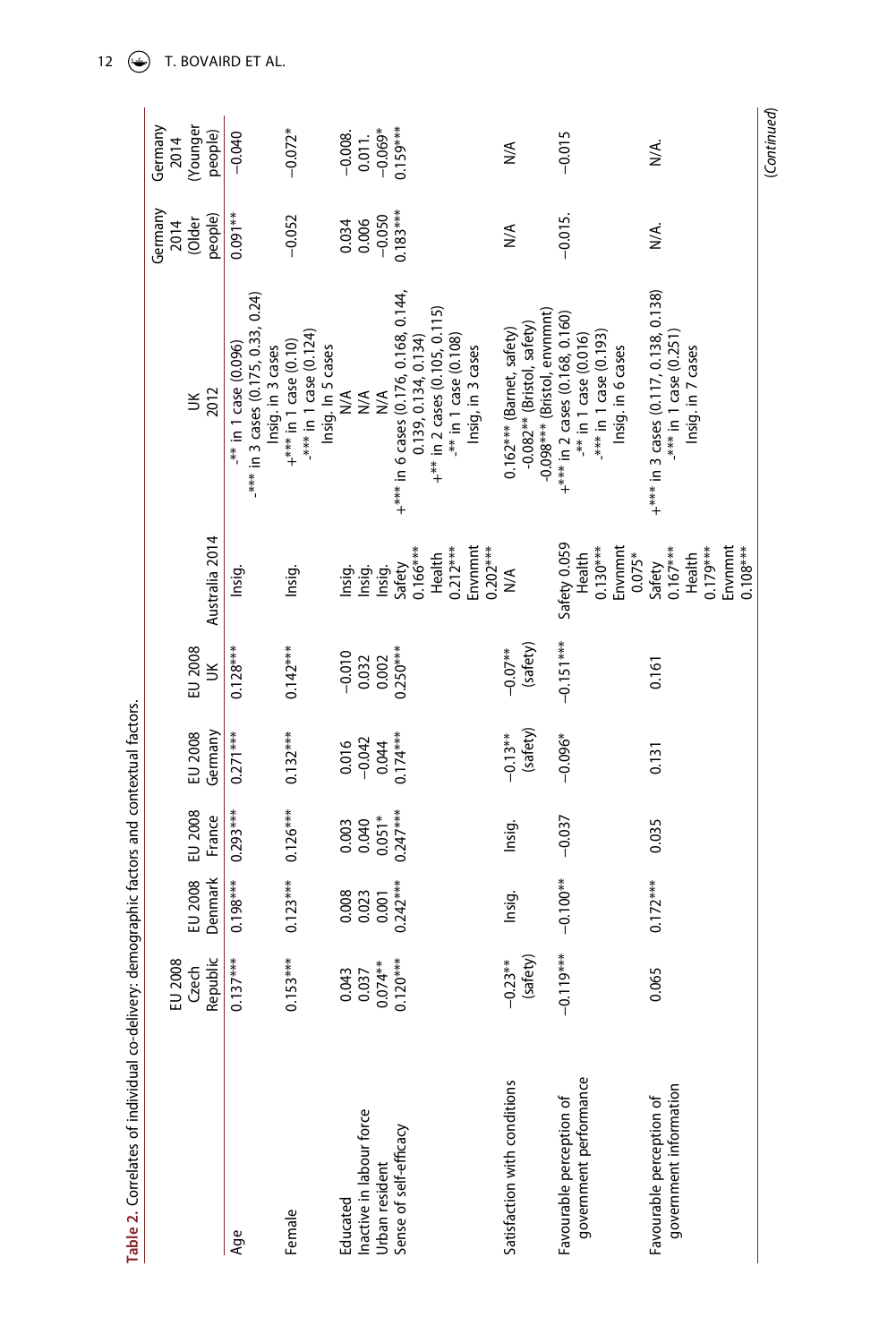**Table 2.** Correlates of individual co-delivery: demographic factors and contextual factors.

| | EU 2008 Czech Republic | EU 2008 Denmark | EU 2008 France | EU 2008 Germany | EU 2008 UK | Australia 2014 | UK 2012 | Germany 2014 (Older people) | Germany 2014 (Younger people) |
|---|---|---|---|---|---|---|---|---|---|
| Age | 0.137*** | 0.198*** | 0.293*** | 0.271*** | 0.128*** | Insig. | -** in 1 case (0.096) -*** in 3 cases (0.175, 0.33, 0.24) Insig. in 3 cases | 0.091** | −0.040 |
| Female | 0.153*** | 0.123*** | 0.126*** | 0.132*** | 0.142*** | Insig. | +*** in 1 case (0.10) -*** in 1 case (0.124) Insig. In 5 cases | −0.052 | −0.072* |
| Educated | 0.043 | 0.008 | 0.003 | 0.016 | −0.010 | Insig. | N/A | 0.034 | −0.008. |
| Inactive in labour force | 0.037 | 0.023 | 0.040 | −0.042 | 0.032 | Insig. | N/A | 0.006 | 0.011. |
| Urban resident | 0.074** | 0.001 | 0.051* | 0.044 | 0.002 | Insig. | N/A | −0.050 | −0.069* |
| Sense of self-efficacy | 0.120*** | 0.242*** | 0.247*** | 0.174*** | 0.250*** | Safety 0.166*** Health 0.212*** Envnmnt 0.202*** | +*** in 6 cases (0.176, 0.168, 0.144, 0.139, 0.134, 0.134) +** in 2 cases (0.105, 0.115) -** in 1 case (0.108) Insig, in 3 cases | 0.183*** | 0.159*** |
| Satisfaction with conditions | −0.23** (safety) | Insig. | Insig. | −0.13** (safety) | −0.07** (safety) | N/A | 0.162*** (Barnet, safety) -0.082** (Bristol, safety) -0.098*** (Bristol, envnmnt) | N/A | N/A |
| Favourable perception of government performance | −0.119*** | −0.100** | −0.037 | −0.096* | −0.151*** | Safety 0.059 Health 0.130*** Envnmnt 0.075* | +*** in 2 cases (0.168, 0.160) -** in 1 case (0.016) -*** in 1 case (0.193) Insig. in 6 cases | −0.015. | −0.015 |
| Favourable perception of government information | 0.065 | 0.172*** | 0.035 | 0.131 | 0.161 | Safety 0.167*** Health 0.179*** Envnmnt 0.108*** | +*** in 3 cases (0.117, 0.138, 0.138) -*** in 1 case (0.251) Insig. in 7 cases | N/A. | N/A. |

(Continued)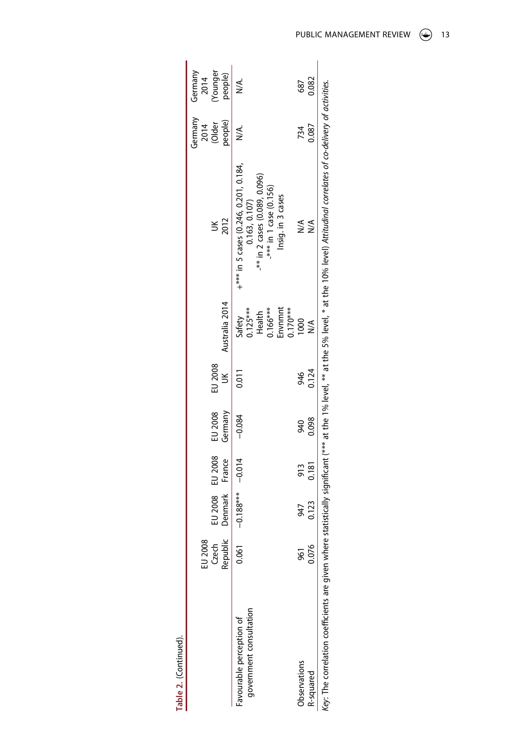**Table 2.** (Continued).

| | EU 2008 Czech Republic | EU 2008 Denmark | EU 2008 France | EU 2008 Germany | EU 2008 UK | Australia 2014 | UK 2012 | Germany 2014 (Older people) | Germany 2014 (Younger people) |
|---|---|---|---|---|---|---|---|---|---|
| Favourable perception of government consultation | 0.061 | −0.188*** | −0.014 | −0.084 | 0.011 | Safety 0.125*** Health 0.166*** Envnmnt 0.170*** | +*** in 5 cases (0.246, 0.201, 0.184, 0.163, 0.107) -** in 2 cases (0.089, 0.096) -*** in 1 case (0.156) Insig. in 3 cases | N/A. | N/A. |
| Observations | 961 | 947 | 913 | 940 | 946 | 1000 | N/A | 734 | 687 |
| R-squared | 0.076 | 0.123 | 0.181 | 0.098 | 0.124 | N/A | N/A | 0.087 | 0.082 |

*Key*: The correlation coefficients are given where statistically significant (*** at the 1% level, ** at the 5% level, * at the 10% level) *Attitudinal correlates of co-delivery of activities.*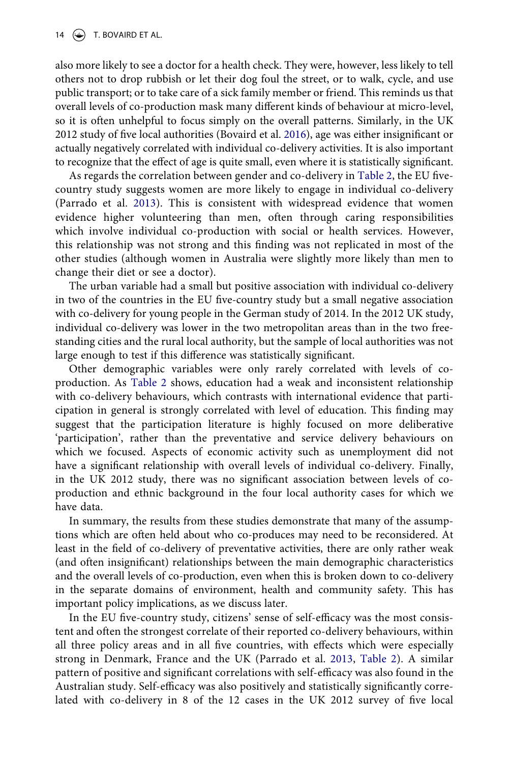also more likely to see a doctor for a health check. They were, however, less likely to tell others not to drop rubbish or let their dog foul the street, or to walk, cycle, and use public transport; or to take care of a sick family member or friend. This reminds us that overall levels of co-production mask many different kinds of behaviour at micro-level, so it is often unhelpful to focus simply on the overall patterns. Similarly, in the UK 2012 study of five local authorities (Bovaird et al. 2016), age was either insignificant or actually negatively correlated with individual co-delivery activities. It is also important to recognize that the effect of age is quite small, even where it is statistically significant.

As regards the correlation between gender and co-delivery in Table 2, the EU five-country study suggests women are more likely to engage in individual co-delivery (Parrado et al. 2013). This is consistent with widespread evidence that women evidence higher volunteering than men, often through caring responsibilities which involve individual co-production with social or health services. However, this relationship was not strong and this finding was not replicated in most of the other studies (although women in Australia were slightly more likely than men to change their diet or see a doctor).

The urban variable had a small but positive association with individual co-delivery in two of the countries in the EU five-country study but a small negative association with co-delivery for young people in the German study of 2014. In the 2012 UK study, individual co-delivery was lower in the two metropolitan areas than in the two free-standing cities and the rural local authority, but the sample of local authorities was not large enough to test if this difference was statistically significant.

Other demographic variables were only rarely correlated with levels of co-production. As Table 2 shows, education had a weak and inconsistent relationship with co-delivery behaviours, which contrasts with international evidence that participation in general is strongly correlated with level of education. This finding may suggest that the participation literature is highly focused on more deliberative 'participation', rather than the preventative and service delivery behaviours on which we focused. Aspects of economic activity such as unemployment did not have a significant relationship with overall levels of individual co-delivery. Finally, in the UK 2012 study, there was no significant association between levels of co-production and ethnic background in the four local authority cases for which we have data.

In summary, the results from these studies demonstrate that many of the assumptions which are often held about who co-produces may need to be reconsidered. At least in the field of co-delivery of preventative activities, there are only rather weak (and often insignificant) relationships between the main demographic characteristics and the overall levels of co-production, even when this is broken down to co-delivery in the separate domains of environment, health and community safety. This has important policy implications, as we discuss later.

In the EU five-country study, citizens' sense of self-efficacy was the most consistent and often the strongest correlate of their reported co-delivery behaviours, within all three policy areas and in all five countries, with effects which were especially strong in Denmark, France and the UK (Parrado et al. 2013, Table 2). A similar pattern of positive and significant correlations with self-efficacy was also found in the Australian study. Self-efficacy was also positively and statistically significantly correlated with co-delivery in 8 of the 12 cases in the UK 2012 survey of five local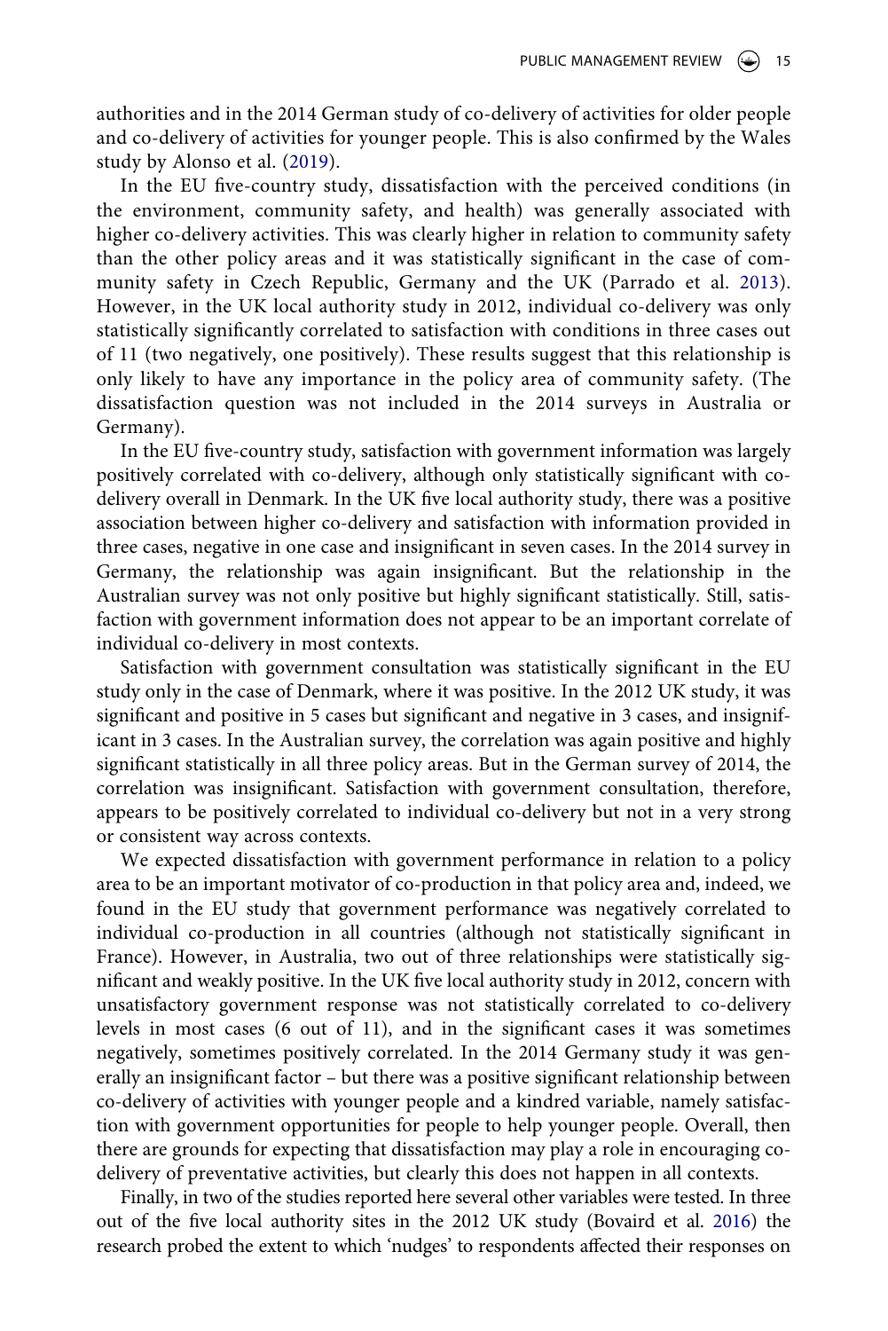authorities and in the 2014 German study of co-delivery of activities for older people and co-delivery of activities for younger people. This is also confirmed by the Wales study by Alonso et al. (2019).

In the EU five-country study, dissatisfaction with the perceived conditions (in the environment, community safety, and health) was generally associated with higher co-delivery activities. This was clearly higher in relation to community safety than the other policy areas and it was statistically significant in the case of community safety in Czech Republic, Germany and the UK (Parrado et al. 2013). However, in the UK local authority study in 2012, individual co-delivery was only statistically significantly correlated to satisfaction with conditions in three cases out of 11 (two negatively, one positively). These results suggest that this relationship is only likely to have any importance in the policy area of community safety. (The dissatisfaction question was not included in the 2014 surveys in Australia or Germany).

In the EU five-country study, satisfaction with government information was largely positively correlated with co-delivery, although only statistically significant with co-delivery overall in Denmark. In the UK five local authority study, there was a positive association between higher co-delivery and satisfaction with information provided in three cases, negative in one case and insignificant in seven cases. In the 2014 survey in Germany, the relationship was again insignificant. But the relationship in the Australian survey was not only positive but highly significant statistically. Still, satisfaction with government information does not appear to be an important correlate of individual co-delivery in most contexts.

Satisfaction with government consultation was statistically significant in the EU study only in the case of Denmark, where it was positive. In the 2012 UK study, it was significant and positive in 5 cases but significant and negative in 3 cases, and insignificant in 3 cases. In the Australian survey, the correlation was again positive and highly significant statistically in all three policy areas. But in the German survey of 2014, the correlation was insignificant. Satisfaction with government consultation, therefore, appears to be positively correlated to individual co-delivery but not in a very strong or consistent way across contexts.

We expected dissatisfaction with government performance in relation to a policy area to be an important motivator of co-production in that policy area and, indeed, we found in the EU study that government performance was negatively correlated to individual co-production in all countries (although not statistically significant in France). However, in Australia, two out of three relationships were statistically significant and weakly positive. In the UK five local authority study in 2012, concern with unsatisfactory government response was not statistically correlated to co-delivery levels in most cases (6 out of 11), and in the significant cases it was sometimes negatively, sometimes positively correlated. In the 2014 Germany study it was generally an insignificant factor – but there was a positive significant relationship between co-delivery of activities with younger people and a kindred variable, namely satisfaction with government opportunities for people to help younger people. Overall, then there are grounds for expecting that dissatisfaction may play a role in encouraging co-delivery of preventative activities, but clearly this does not happen in all contexts.

Finally, in two of the studies reported here several other variables were tested. In three out of the five local authority sites in the 2012 UK study (Bovaird et al. 2016) the research probed the extent to which 'nudges' to respondents affected their responses on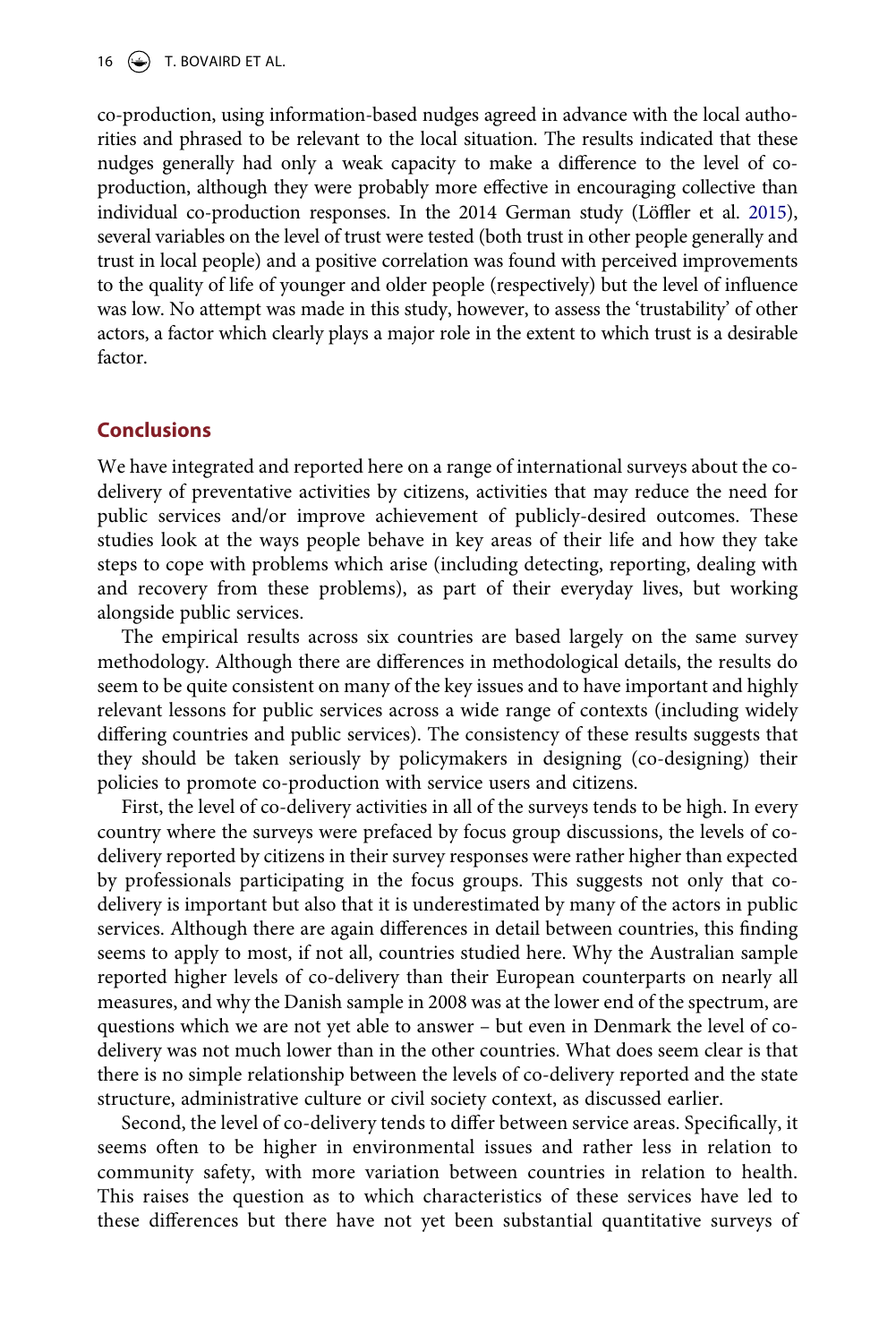co-production, using information-based nudges agreed in advance with the local authorities and phrased to be relevant to the local situation. The results indicated that these nudges generally had only a weak capacity to make a difference to the level of co-production, although they were probably more effective in encouraging collective than individual co-production responses. In the 2014 German study (Löffler et al. 2015), several variables on the level of trust were tested (both trust in other people generally and trust in local people) and a positive correlation was found with perceived improvements to the quality of life of younger and older people (respectively) but the level of influence was low. No attempt was made in this study, however, to assess the 'trustability' of other actors, a factor which clearly plays a major role in the extent to which trust is a desirable factor.

## Conclusions

We have integrated and reported here on a range of international surveys about the co-delivery of preventative activities by citizens, activities that may reduce the need for public services and/or improve achievement of publicly-desired outcomes. These studies look at the ways people behave in key areas of their life and how they take steps to cope with problems which arise (including detecting, reporting, dealing with and recovery from these problems), as part of their everyday lives, but working alongside public services.

The empirical results across six countries are based largely on the same survey methodology. Although there are differences in methodological details, the results do seem to be quite consistent on many of the key issues and to have important and highly relevant lessons for public services across a wide range of contexts (including widely differing countries and public services). The consistency of these results suggests that they should be taken seriously by policymakers in designing (co-designing) their policies to promote co-production with service users and citizens.

First, the level of co-delivery activities in all of the surveys tends to be high. In every country where the surveys were prefaced by focus group discussions, the levels of co-delivery reported by citizens in their survey responses were rather higher than expected by professionals participating in the focus groups. This suggests not only that co-delivery is important but also that it is underestimated by many of the actors in public services. Although there are again differences in detail between countries, this finding seems to apply to most, if not all, countries studied here. Why the Australian sample reported higher levels of co-delivery than their European counterparts on nearly all measures, and why the Danish sample in 2008 was at the lower end of the spectrum, are questions which we are not yet able to answer – but even in Denmark the level of co-delivery was not much lower than in the other countries. What does seem clear is that there is no simple relationship between the levels of co-delivery reported and the state structure, administrative culture or civil society context, as discussed earlier.

Second, the level of co-delivery tends to differ between service areas. Specifically, it seems often to be higher in environmental issues and rather less in relation to community safety, with more variation between countries in relation to health. This raises the question as to which characteristics of these services have led to these differences but there have not yet been substantial quantitative surveys of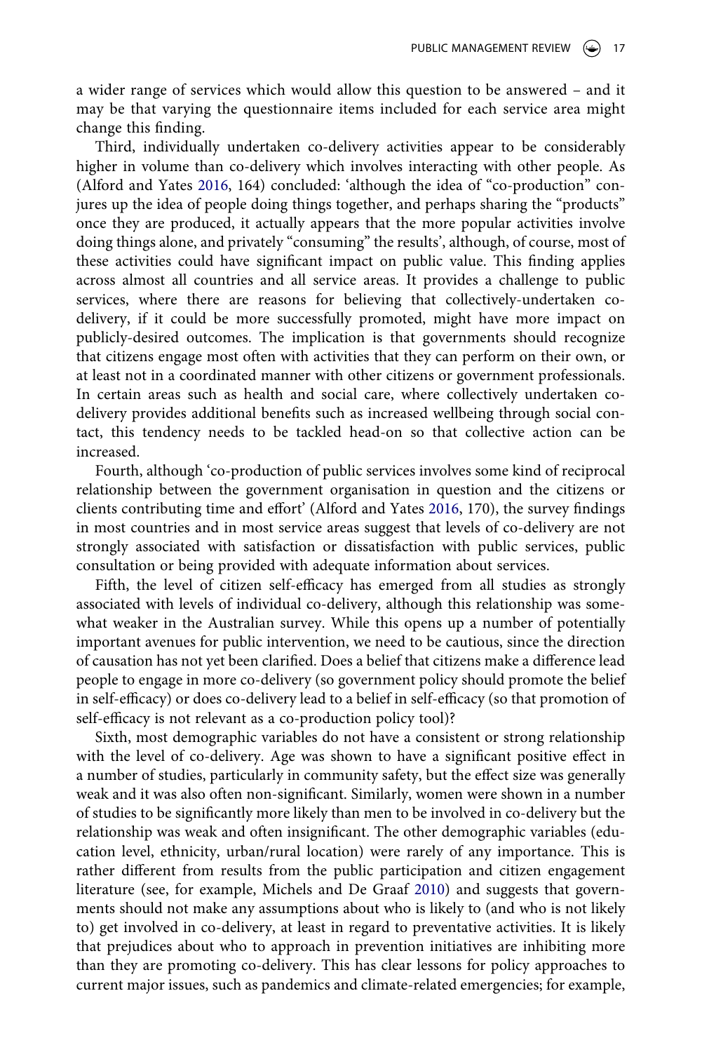a wider range of services which would allow this question to be answered – and it may be that varying the questionnaire items included for each service area might change this finding.

Third, individually undertaken co-delivery activities appear to be considerably higher in volume than co-delivery which involves interacting with other people. As (Alford and Yates 2016, 164) concluded: 'although the idea of "co-production" conjures up the idea of people doing things together, and perhaps sharing the "products" once they are produced, it actually appears that the more popular activities involve doing things alone, and privately "consuming" the results', although, of course, most of these activities could have significant impact on public value. This finding applies across almost all countries and all service areas. It provides a challenge to public services, where there are reasons for believing that collectively-undertaken co-delivery, if it could be more successfully promoted, might have more impact on publicly-desired outcomes. The implication is that governments should recognize that citizens engage most often with activities that they can perform on their own, or at least not in a coordinated manner with other citizens or government professionals. In certain areas such as health and social care, where collectively undertaken co-delivery provides additional benefits such as increased wellbeing through social contact, this tendency needs to be tackled head-on so that collective action can be increased.

Fourth, although 'co-production of public services involves some kind of reciprocal relationship between the government organisation in question and the citizens or clients contributing time and effort' (Alford and Yates 2016, 170), the survey findings in most countries and in most service areas suggest that levels of co-delivery are not strongly associated with satisfaction or dissatisfaction with public services, public consultation or being provided with adequate information about services.

Fifth, the level of citizen self-efficacy has emerged from all studies as strongly associated with levels of individual co-delivery, although this relationship was somewhat weaker in the Australian survey. While this opens up a number of potentially important avenues for public intervention, we need to be cautious, since the direction of causation has not yet been clarified. Does a belief that citizens make a difference lead people to engage in more co-delivery (so government policy should promote the belief in self-efficacy) or does co-delivery lead to a belief in self-efficacy (so that promotion of self-efficacy is not relevant as a co-production policy tool)?

Sixth, most demographic variables do not have a consistent or strong relationship with the level of co-delivery. Age was shown to have a significant positive effect in a number of studies, particularly in community safety, but the effect size was generally weak and it was also often non-significant. Similarly, women were shown in a number of studies to be significantly more likely than men to be involved in co-delivery but the relationship was weak and often insignificant. The other demographic variables (education level, ethnicity, urban/rural location) were rarely of any importance. This is rather different from results from the public participation and citizen engagement literature (see, for example, Michels and De Graaf 2010) and suggests that governments should not make any assumptions about who is likely to (and who is not likely to) get involved in co-delivery, at least in regard to preventative activities. It is likely that prejudices about who to approach in prevention initiatives are inhibiting more than they are promoting co-delivery. This has clear lessons for policy approaches to current major issues, such as pandemics and climate-related emergencies; for example,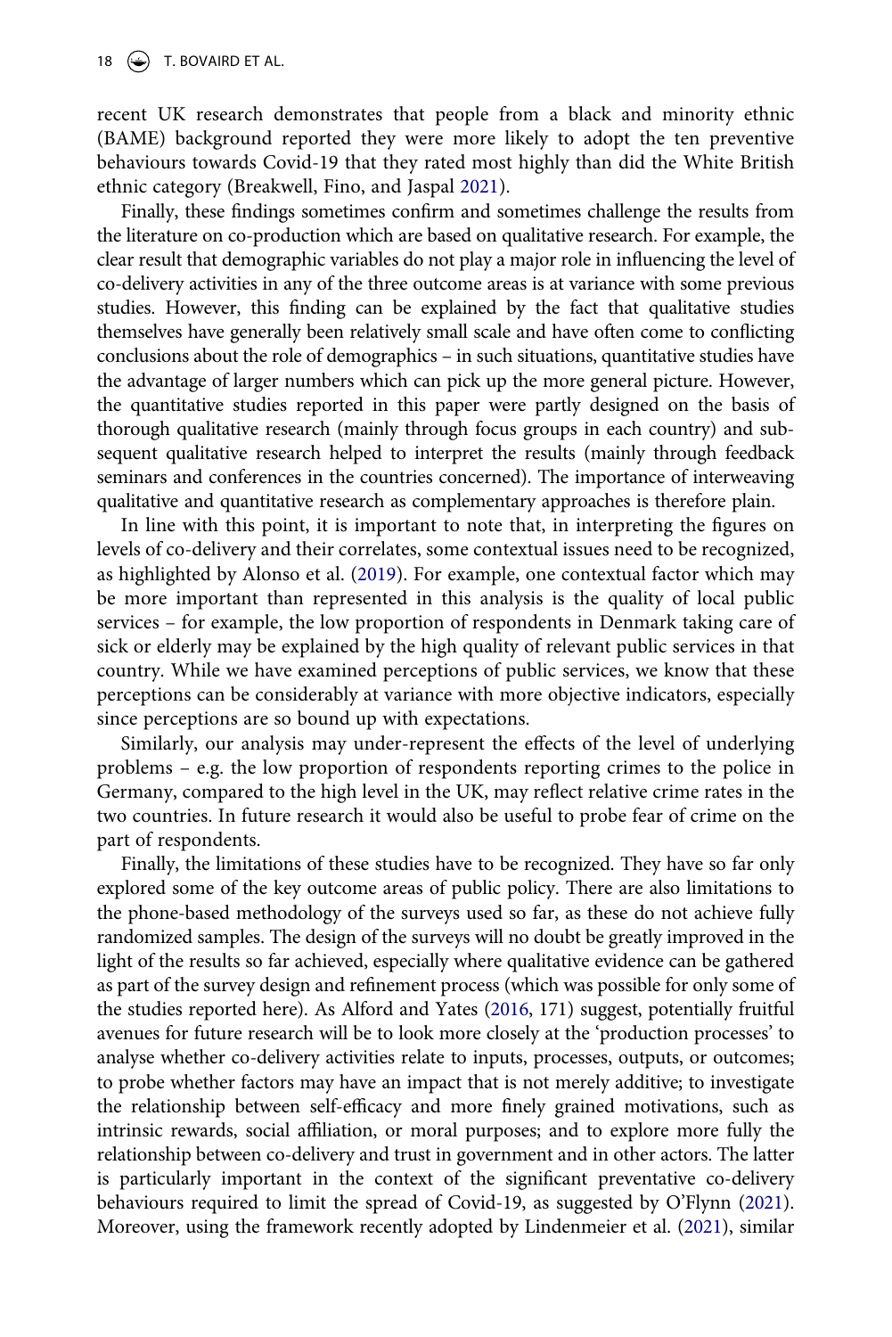recent UK research demonstrates that people from a black and minority ethnic (BAME) background reported they were more likely to adopt the ten preventive behaviours towards Covid-19 that they rated most highly than did the White British ethnic category (Breakwell, Fino, and Jaspal 2021).

Finally, these findings sometimes confirm and sometimes challenge the results from the literature on co-production which are based on qualitative research. For example, the clear result that demographic variables do not play a major role in influencing the level of co-delivery activities in any of the three outcome areas is at variance with some previous studies. However, this finding can be explained by the fact that qualitative studies themselves have generally been relatively small scale and have often come to conflicting conclusions about the role of demographics – in such situations, quantitative studies have the advantage of larger numbers which can pick up the more general picture. However, the quantitative studies reported in this paper were partly designed on the basis of thorough qualitative research (mainly through focus groups in each country) and subsequent qualitative research helped to interpret the results (mainly through feedback seminars and conferences in the countries concerned). The importance of interweaving qualitative and quantitative research as complementary approaches is therefore plain.

In line with this point, it is important to note that, in interpreting the figures on levels of co-delivery and their correlates, some contextual issues need to be recognized, as highlighted by Alonso et al. (2019). For example, one contextual factor which may be more important than represented in this analysis is the quality of local public services – for example, the low proportion of respondents in Denmark taking care of sick or elderly may be explained by the high quality of relevant public services in that country. While we have examined perceptions of public services, we know that these perceptions can be considerably at variance with more objective indicators, especially since perceptions are so bound up with expectations.

Similarly, our analysis may under-represent the effects of the level of underlying problems – e.g. the low proportion of respondents reporting crimes to the police in Germany, compared to the high level in the UK, may reflect relative crime rates in the two countries. In future research it would also be useful to probe fear of crime on the part of respondents.

Finally, the limitations of these studies have to be recognized. They have so far only explored some of the key outcome areas of public policy. There are also limitations to the phone-based methodology of the surveys used so far, as these do not achieve fully randomized samples. The design of the surveys will no doubt be greatly improved in the light of the results so far achieved, especially where qualitative evidence can be gathered as part of the survey design and refinement process (which was possible for only some of the studies reported here). As Alford and Yates (2016, 171) suggest, potentially fruitful avenues for future research will be to look more closely at the 'production processes' to analyse whether co-delivery activities relate to inputs, processes, outputs, or outcomes; to probe whether factors may have an impact that is not merely additive; to investigate the relationship between self-efficacy and more finely grained motivations, such as intrinsic rewards, social affiliation, or moral purposes; and to explore more fully the relationship between co-delivery and trust in government and in other actors. The latter is particularly important in the context of the significant preventative co-delivery behaviours required to limit the spread of Covid-19, as suggested by O'Flynn (2021). Moreover, using the framework recently adopted by Lindenmeier et al. (2021), similar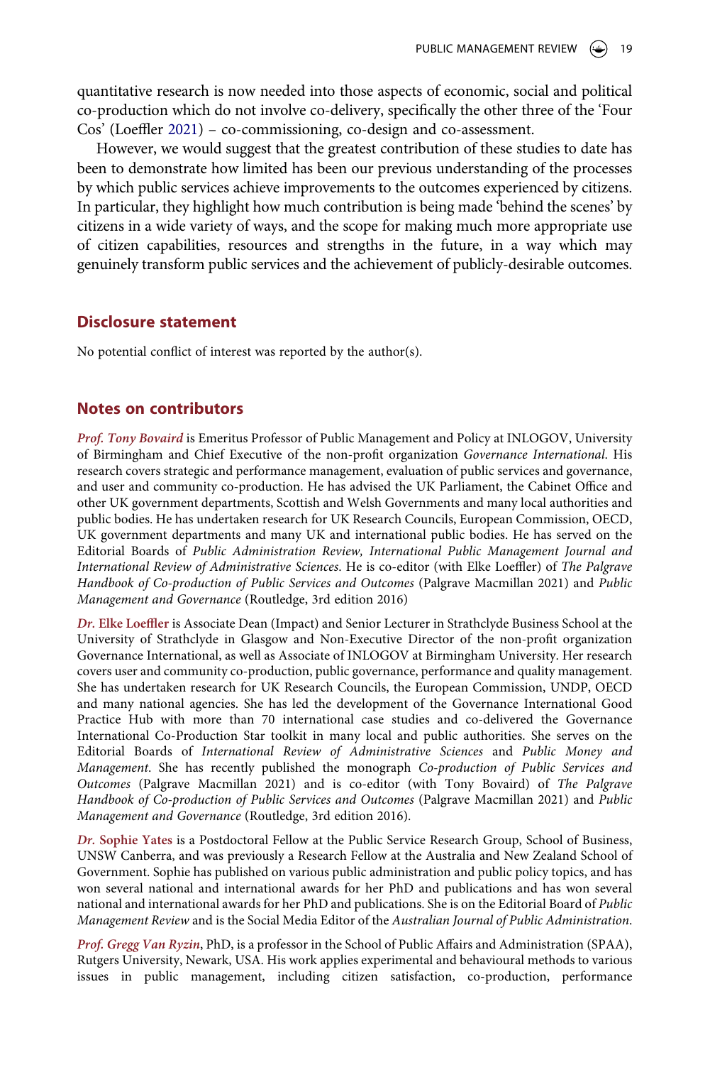quantitative research is now needed into those aspects of economic, social and political co-production which do not involve co-delivery, specifically the other three of the 'Four Cos' (Loeffler 2021) – co-commissioning, co-design and co-assessment.

However, we would suggest that the greatest contribution of these studies to date has been to demonstrate how limited has been our previous understanding of the processes by which public services achieve improvements to the outcomes experienced by citizens. In particular, they highlight how much contribution is being made 'behind the scenes' by citizens in a wide variety of ways, and the scope for making much more appropriate use of citizen capabilities, resources and strengths in the future, in a way which may genuinely transform public services and the achievement of publicly-desirable outcomes.

## Disclosure statement

No potential conflict of interest was reported by the author(s).

## Notes on contributors

***Prof. Tony Bovaird*** is Emeritus Professor of Public Management and Policy at INLOGOV, University of Birmingham and Chief Executive of the non-profit organization *Governance International*. His research covers strategic and performance management, evaluation of public services and governance, and user and community co-production. He has advised the UK Parliament, the Cabinet Office and other UK government departments, Scottish and Welsh Governments and many local authorities and public bodies. He has undertaken research for UK Research Councils, European Commission, OECD, UK government departments and many UK and international public bodies. He has served on the Editorial Boards of *Public Administration Review, International Public Management Journal and International Review of Administrative Sciences*. He is co-editor (with Elke Loeffler) of *The Palgrave Handbook of Co-production of Public Services and Outcomes* (Palgrave Macmillan 2021) and *Public Management and Governance* (Routledge, 3rd edition 2016)

***Dr.* Elke Loeffler** is Associate Dean (Impact) and Senior Lecturer in Strathclyde Business School at the University of Strathclyde in Glasgow and Non-Executive Director of the non-profit organization Governance International, as well as Associate of INLOGOV at Birmingham University. Her research covers user and community co-production, public governance, performance and quality management. She has undertaken research for UK Research Councils, the European Commission, UNDP, OECD and many national agencies. She has led the development of the Governance International Good Practice Hub with more than 70 international case studies and co-delivered the Governance International Co-Production Star toolkit in many local and public authorities. She serves on the Editorial Boards of *International Review of Administrative Sciences* and *Public Money and Management*. She has recently published the monograph *Co-production of Public Services and Outcomes* (Palgrave Macmillan 2021) and is co-editor (with Tony Bovaird) of *The Palgrave Handbook of Co-production of Public Services and Outcomes* (Palgrave Macmillan 2021) and *Public Management and Governance* (Routledge, 3rd edition 2016).

***Dr.* Sophie Yates** is a Postdoctoral Fellow at the Public Service Research Group, School of Business, UNSW Canberra, and was previously a Research Fellow at the Australia and New Zealand School of Government. Sophie has published on various public administration and public policy topics, and has won several national and international awards for her PhD and publications and has won several national and international awards for her PhD and publications. She is on the Editorial Board of *Public Management Review* and is the Social Media Editor of the *Australian Journal of Public Administration*.

***Prof. Gregg Van Ryzin***, PhD, is a professor in the School of Public Affairs and Administration (SPAA), Rutgers University, Newark, USA. His work applies experimental and behavioural methods to various issues in public management, including citizen satisfaction, co-production, performance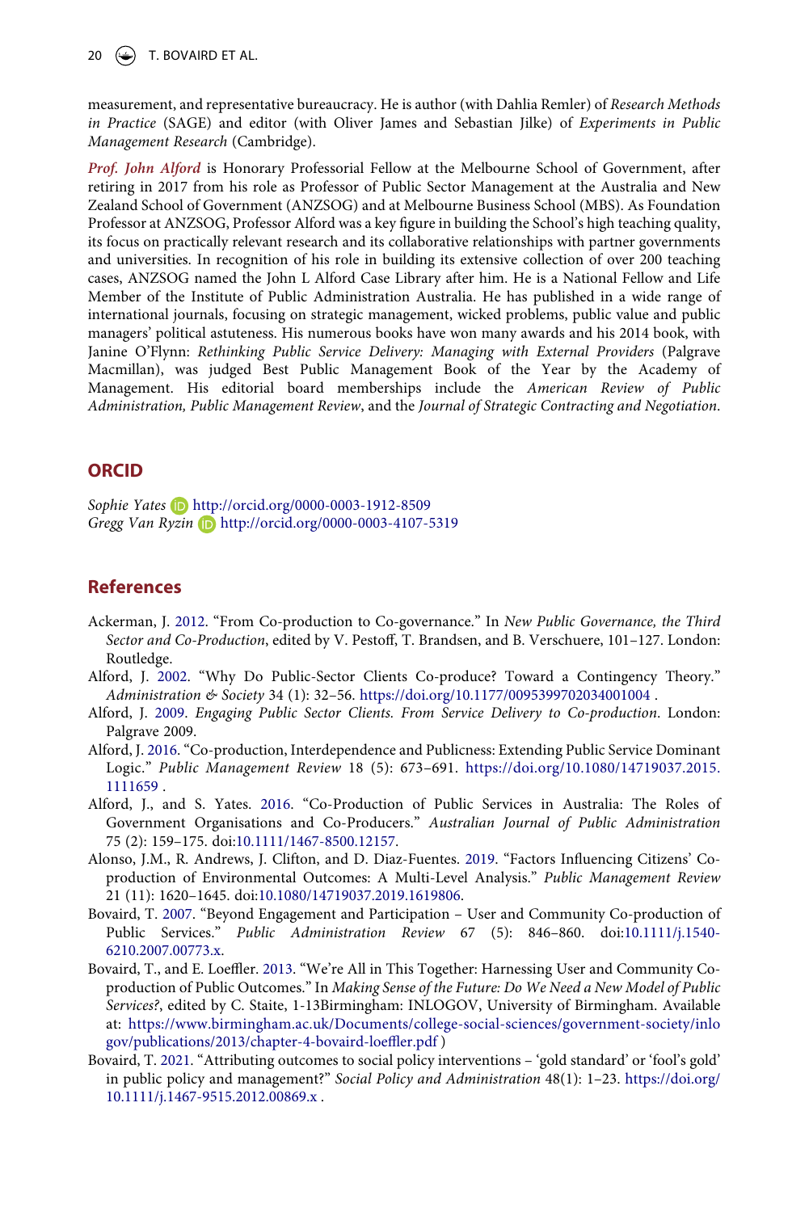measurement, and representative bureaucracy. He is author (with Dahlia Remler) of *Research Methods in Practice* (SAGE) and editor (with Oliver James and Sebastian Jilke) of *Experiments in Public Management Research* (Cambridge).

***Prof. John Alford*** is Honorary Professorial Fellow at the Melbourne School of Government, after retiring in 2017 from his role as Professor of Public Sector Management at the Australia and New Zealand School of Government (ANZSOG) and at Melbourne Business School (MBS). As Foundation Professor at ANZSOG, Professor Alford was a key figure in building the School's high teaching quality, its focus on practically relevant research and its collaborative relationships with partner governments and universities. In recognition of his role in building its extensive collection of over 200 teaching cases, ANZSOG named the John L Alford Case Library after him. He is a National Fellow and Life Member of the Institute of Public Administration Australia. He has published in a wide range of international journals, focusing on strategic management, wicked problems, public value and public managers' political astuteness. His numerous books have won many awards and his 2014 book, with Janine O'Flynn: *Rethinking Public Service Delivery: Managing with External Providers* (Palgrave Macmillan), was judged Best Public Management Book of the Year by the Academy of Management. His editorial board memberships include the *American Review of Public Administration, Public Management Review*, and the *Journal of Strategic Contracting and Negotiation*.

## ORCID

*Sophie Yates* http://orcid.org/0000-0003-1912-8509
*Gregg Van Ryzin* http://orcid.org/0000-0003-4107-5319

## References

Ackerman, J. 2012. "From Co-production to Co-governance." In *New Public Governance, the Third Sector and Co-Production*, edited by V. Pestoff, T. Brandsen, and B. Verschuere, 101–127. London: Routledge.

Alford, J. 2002. "Why Do Public-Sector Clients Co-produce? Toward a Contingency Theory." *Administration & Society* 34 (1): 32–56. https://doi.org/10.1177/0095399702034001004 .

Alford, J. 2009. *Engaging Public Sector Clients. From Service Delivery to Co-production*. London: Palgrave 2009.

Alford, J. 2016. "Co-production, Interdependence and Publicness: Extending Public Service Dominant Logic." *Public Management Review* 18 (5): 673–691. https://doi.org/10.1080/14719037.2015.1111659 .

Alford, J., and S. Yates. 2016. "Co-Production of Public Services in Australia: The Roles of Government Organisations and Co-Producers." *Australian Journal of Public Administration* 75 (2): 159–175. doi:10.1111/1467-8500.12157.

Alonso, J.M., R. Andrews, J. Clifton, and D. Diaz-Fuentes. 2019. "Factors Influencing Citizens' Co-production of Environmental Outcomes: A Multi-Level Analysis." *Public Management Review* 21 (11): 1620–1645. doi:10.1080/14719037.2019.1619806.

Bovaird, T. 2007. "Beyond Engagement and Participation – User and Community Co-production of Public Services." *Public Administration Review* 67 (5): 846–860. doi:10.1111/j.1540-6210.2007.00773.x.

Bovaird, T., and E. Loeffler. 2013. "We're All in This Together: Harnessing User and Community Co-production of Public Outcomes." In *Making Sense of the Future: Do We Need a New Model of Public Services?*, edited by C. Staite, 1-13Birmingham: INLOGOV, University of Birmingham. Available at: https://www.birmingham.ac.uk/Documents/college-social-sciences/government-society/inlogov/publications/2013/chapter-4-bovaird-loeffler.pdf )

Bovaird, T. 2021. "Attributing outcomes to social policy interventions – 'gold standard' or 'fool's gold' in public policy and management?" *Social Policy and Administration* 48(1): 1–23. https://doi.org/10.1111/j.1467-9515.2012.00869.x .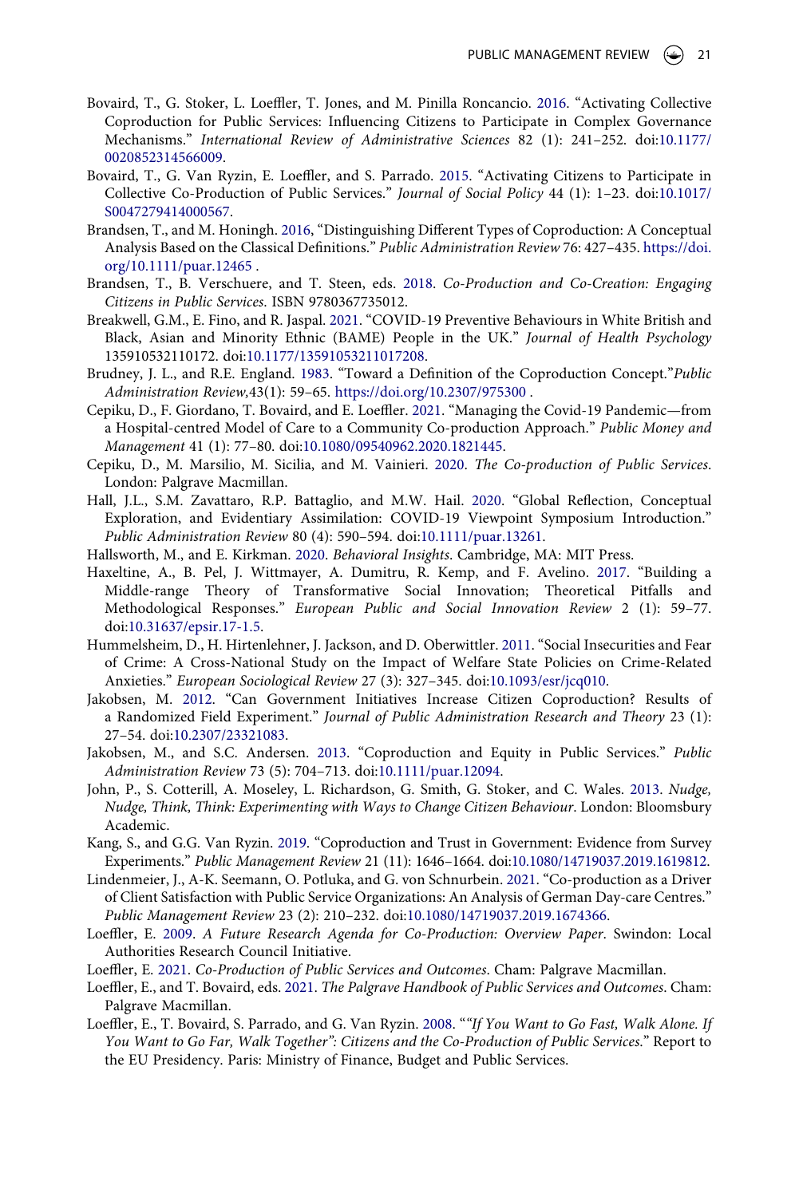Bovaird, T., G. Stoker, L. Loeffler, T. Jones, and M. Pinilla Roncancio. 2016. "Activating Collective Coproduction for Public Services: Influencing Citizens to Participate in Complex Governance Mechanisms." *International Review of Administrative Sciences* 82 (1): 241–252. doi:10.1177/0020852314566009.

Bovaird, T., G. Van Ryzin, E. Loeffler, and S. Parrado. 2015. "Activating Citizens to Participate in Collective Co-Production of Public Services." *Journal of Social Policy* 44 (1): 1–23. doi:10.1017/S0047279414000567.

Brandsen, T., and M. Honingh. 2016, "Distinguishing Different Types of Coproduction: A Conceptual Analysis Based on the Classical Definitions." *Public Administration Review* 76: 427–435. https://doi.org/10.1111/puar.12465 .

Brandsen, T., B. Verschuere, and T. Steen, eds. 2018. *Co-Production and Co-Creation: Engaging Citizens in Public Services*. ISBN 9780367735012.

Breakwell, G.M., E. Fino, and R. Jaspal. 2021. "COVID-19 Preventive Behaviours in White British and Black, Asian and Minority Ethnic (BAME) People in the UK." *Journal of Health Psychology* 135910532110172. doi:10.1177/13591053211017208.

Brudney, J. L., and R.E. England. 1983. "Toward a Definition of the Coproduction Concept."*Public Administration Review*,43(1): 59–65. https://doi.org/10.2307/975300 .

Cepiku, D., F. Giordano, T. Bovaird, and E. Loeffler. 2021. "Managing the Covid-19 Pandemic—from a Hospital-centred Model of Care to a Community Co-production Approach." *Public Money and Management* 41 (1): 77–80. doi:10.1080/09540962.2020.1821445.

Cepiku, D., M. Marsilio, M. Sicilia, and M. Vainieri. 2020. *The Co-production of Public Services*. London: Palgrave Macmillan.

Hall, J.L., S.M. Zavattaro, R.P. Battaglio, and M.W. Hail. 2020. "Global Reflection, Conceptual Exploration, and Evidentiary Assimilation: COVID-19 Viewpoint Symposium Introduction." *Public Administration Review* 80 (4): 590–594. doi:10.1111/puar.13261.

Hallsworth, M., and E. Kirkman. 2020. *Behavioral Insights*. Cambridge, MA: MIT Press.

Haxeltine, A., B. Pel, J. Wittmayer, A. Dumitru, R. Kemp, and F. Avelino. 2017. "Building a Middle-range Theory of Transformative Social Innovation; Theoretical Pitfalls and Methodological Responses." *European Public and Social Innovation Review* 2 (1): 59–77. doi:10.31637/epsir.17-1.5.

Hummelsheim, D., H. Hirtenlehner, J. Jackson, and D. Oberwittler. 2011. "Social Insecurities and Fear of Crime: A Cross-National Study on the Impact of Welfare State Policies on Crime-Related Anxieties." *European Sociological Review* 27 (3): 327–345. doi:10.1093/esr/jcq010.

Jakobsen, M. 2012. "Can Government Initiatives Increase Citizen Coproduction? Results of a Randomized Field Experiment." *Journal of Public Administration Research and Theory* 23 (1): 27–54. doi:10.2307/23321083.

Jakobsen, M., and S.C. Andersen. 2013. "Coproduction and Equity in Public Services." *Public Administration Review* 73 (5): 704–713. doi:10.1111/puar.12094.

John, P., S. Cotterill, A. Moseley, L. Richardson, G. Smith, G. Stoker, and C. Wales. 2013. *Nudge, Nudge, Think, Think: Experimenting with Ways to Change Citizen Behaviour*. London: Bloomsbury Academic.

Kang, S., and G.G. Van Ryzin. 2019. "Coproduction and Trust in Government: Evidence from Survey Experiments." *Public Management Review* 21 (11): 1646–1664. doi:10.1080/14719037.2019.1619812.

Lindenmeier, J., A-K. Seemann, O. Potluka, and G. von Schnurbein. 2021. "Co-production as a Driver of Client Satisfaction with Public Service Organizations: An Analysis of German Day-care Centres." *Public Management Review* 23 (2): 210–232. doi:10.1080/14719037.2019.1674366.

Loeffler, E. 2009. *A Future Research Agenda for Co-Production: Overview Paper*. Swindon: Local Authorities Research Council Initiative.

Loeffler, E. 2021. *Co-Production of Public Services and Outcomes*. Cham: Palgrave Macmillan.

Loeffler, E., and T. Bovaird, eds. 2021. *The Palgrave Handbook of Public Services and Outcomes*. Cham: Palgrave Macmillan.

Loeffler, E., T. Bovaird, S. Parrado, and G. Van Ryzin. 2008. "*"If You Want to Go Fast, Walk Alone. If You Want to Go Far, Walk Together": Citizens and the Co-Production of Public Services*." Report to the EU Presidency. Paris: Ministry of Finance, Budget and Public Services.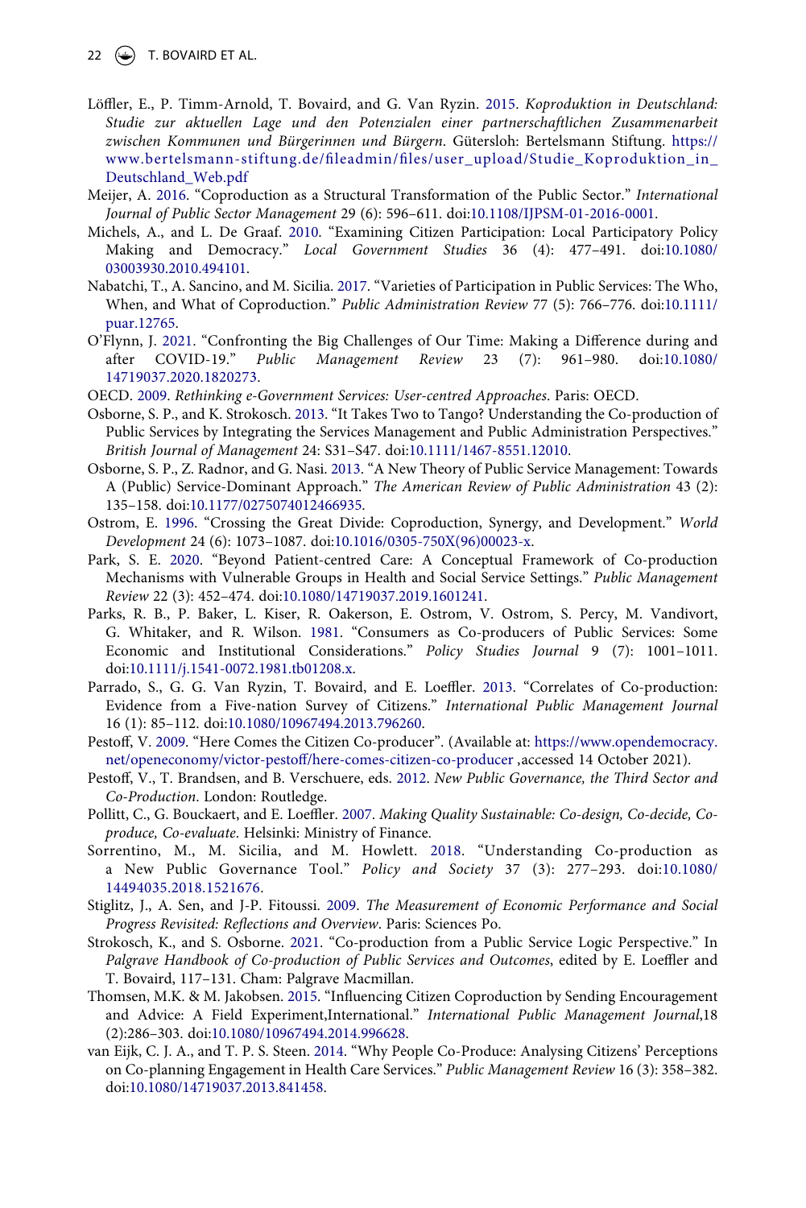Löffler, E., P. Timm-Arnold, T. Bovaird, and G. Van Ryzin. 2015. *Koproduktion in Deutschland: Studie zur aktuellen Lage und den Potenzialen einer partnerschaftlichen Zusammenarbeit zwischen Kommunen und Bürgerinnen und Bürgern*. Gütersloh: Bertelsmann Stiftung. https://www.bertelsmann-stiftung.de/fileadmin/files/user_upload/Studie_Koproduktion_in_Deutschland_Web.pdf

Meijer, A. 2016. "Coproduction as a Structural Transformation of the Public Sector." *International Journal of Public Sector Management* 29 (6): 596–611. doi:10.1108/IJPSM-01-2016-0001.

Michels, A., and L. De Graaf. 2010. "Examining Citizen Participation: Local Participatory Policy Making and Democracy." *Local Government Studies* 36 (4): 477–491. doi:10.1080/03003930.2010.494101.

Nabatchi, T., A. Sancino, and M. Sicilia. 2017. "Varieties of Participation in Public Services: The Who, When, and What of Coproduction." *Public Administration Review* 77 (5): 766–776. doi:10.1111/puar.12765.

O'Flynn, J. 2021. "Confronting the Big Challenges of Our Time: Making a Difference during and after COVID-19." *Public Management Review* 23 (7): 961–980. doi:10.1080/14719037.2020.1820273.

OECD. 2009. *Rethinking e-Government Services: User-centred Approaches*. Paris: OECD.

Osborne, S. P., and K. Strokosch. 2013. "It Takes Two to Tango? Understanding the Co-production of Public Services by Integrating the Services Management and Public Administration Perspectives." *British Journal of Management* 24: S31–S47. doi:10.1111/1467-8551.12010.

Osborne, S. P., Z. Radnor, and G. Nasi. 2013. "A New Theory of Public Service Management: Towards A (Public) Service-Dominant Approach." *The American Review of Public Administration* 43 (2): 135–158. doi:10.1177/0275074012466935.

Ostrom, E. 1996. "Crossing the Great Divide: Coproduction, Synergy, and Development." *World Development* 24 (6): 1073–1087. doi:10.1016/0305-750X(96)00023-x.

Park, S. E. 2020. "Beyond Patient-centred Care: A Conceptual Framework of Co-production Mechanisms with Vulnerable Groups in Health and Social Service Settings." *Public Management Review* 22 (3): 452–474. doi:10.1080/14719037.2019.1601241.

Parks, R. B., P. Baker, L. Kiser, R. Oakerson, E. Ostrom, V. Ostrom, S. Percy, M. Vandivort, G. Whitaker, and R. Wilson. 1981. "Consumers as Co-producers of Public Services: Some Economic and Institutional Considerations." *Policy Studies Journal* 9 (7): 1001–1011. doi:10.1111/j.1541-0072.1981.tb01208.x.

Parrado, S., G. G. Van Ryzin, T. Bovaird, and E. Loeffler. 2013. "Correlates of Co-production: Evidence from a Five-nation Survey of Citizens." *International Public Management Journal* 16 (1): 85–112. doi:10.1080/10967494.2013.796260.

Pestoff, V. 2009. "Here Comes the Citizen Co-producer". (Available at: https://www.opendemocracy.net/openeconomy/victor-pestoff/here-comes-citizen-co-producer ,accessed 14 October 2021).

Pestoff, V., T. Brandsen, and B. Verschuere, eds. 2012. *New Public Governance, the Third Sector and Co-Production*. London: Routledge.

Pollitt, C., G. Bouckaert, and E. Loeffler. 2007. *Making Quality Sustainable: Co-design, Co-decide, Co-produce, Co-evaluate*. Helsinki: Ministry of Finance.

Sorrentino, M., M. Sicilia, and M. Howlett. 2018. "Understanding Co-production as a New Public Governance Tool." *Policy and Society* 37 (3): 277–293. doi:10.1080/14494035.2018.1521676.

Stiglitz, J., A. Sen, and J-P. Fitoussi. 2009. *The Measurement of Economic Performance and Social Progress Revisited: Reflections and Overview*. Paris: Sciences Po.

Strokosch, K., and S. Osborne. 2021. "Co-production from a Public Service Logic Perspective." In *Palgrave Handbook of Co-production of Public Services and Outcomes*, edited by E. Loeffler and T. Bovaird, 117–131. Cham: Palgrave Macmillan.

Thomsen, M.K. & M. Jakobsen. 2015. "Influencing Citizen Coproduction by Sending Encouragement and Advice: A Field Experiment,International." *International Public Management Journal*,18 (2):286–303. doi:10.1080/10967494.2014.996628.

van Eijk, C. J. A., and T. P. S. Steen. 2014. "Why People Co-Produce: Analysing Citizens' Perceptions on Co-planning Engagement in Health Care Services." *Public Management Review* 16 (3): 358–382. doi:10.1080/14719037.2013.841458.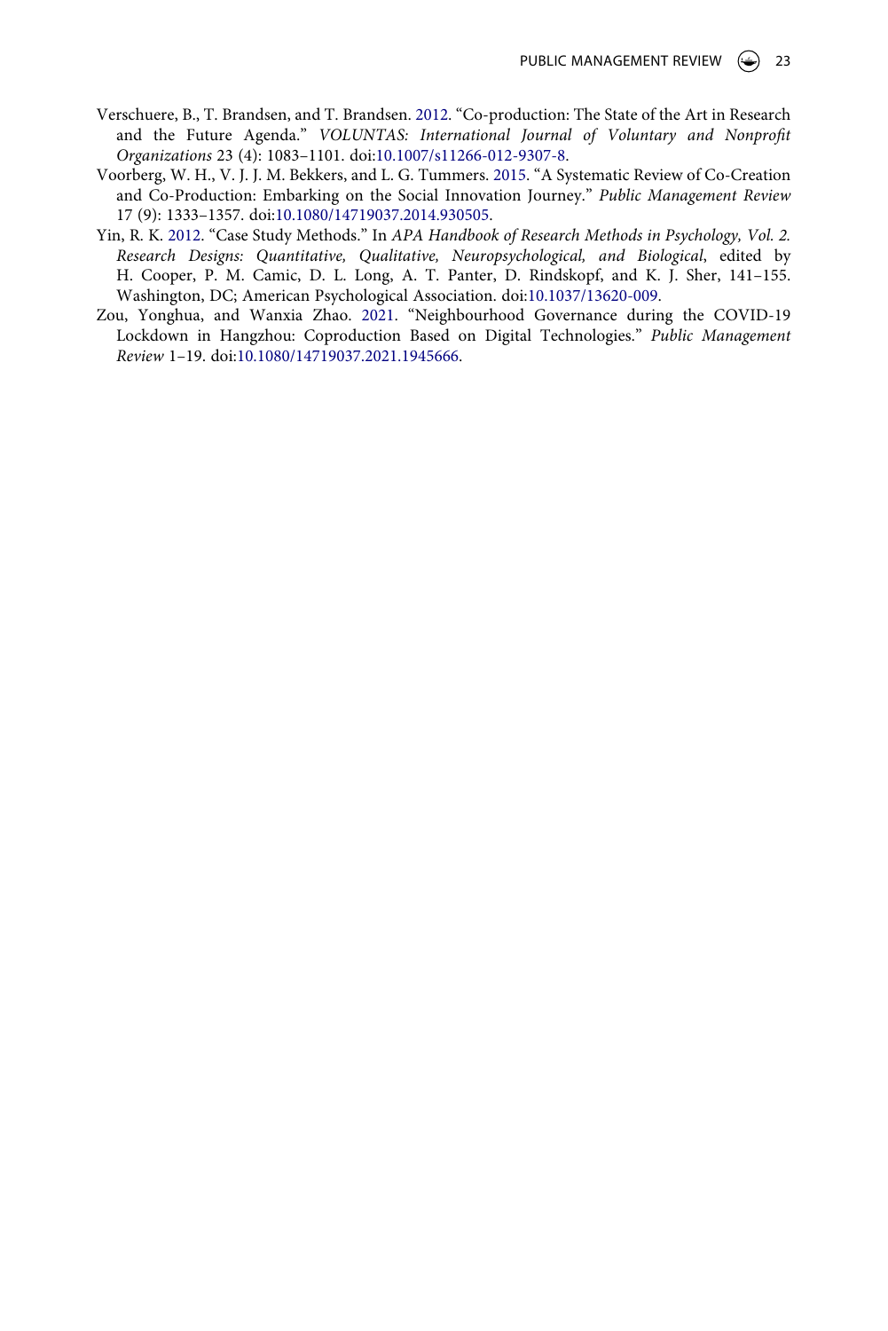Verschuere, B., T. Brandsen, and T. Brandsen. 2012. "Co-production: The State of the Art in Research and the Future Agenda." *VOLUNTAS: International Journal of Voluntary and Nonprofit Organizations* 23 (4): 1083–1101. doi:10.1007/s11266-012-9307-8.

Voorberg, W. H., V. J. J. M. Bekkers, and L. G. Tummers. 2015. "A Systematic Review of Co-Creation and Co-Production: Embarking on the Social Innovation Journey." *Public Management Review* 17 (9): 1333–1357. doi:10.1080/14719037.2014.930505.

Yin, R. K. 2012. "Case Study Methods." In *APA Handbook of Research Methods in Psychology, Vol. 2. Research Designs: Quantitative, Qualitative, Neuropsychological, and Biological*, edited by H. Cooper, P. M. Camic, D. L. Long, A. T. Panter, D. Rindskopf, and K. J. Sher, 141–155. Washington, DC; American Psychological Association. doi:10.1037/13620-009.

Zou, Yonghua, and Wanxia Zhao. 2021. "Neighbourhood Governance during the COVID-19 Lockdown in Hangzhou: Coproduction Based on Digital Technologies." *Public Management Review* 1–19. doi:10.1080/14719037.2021.1945666.